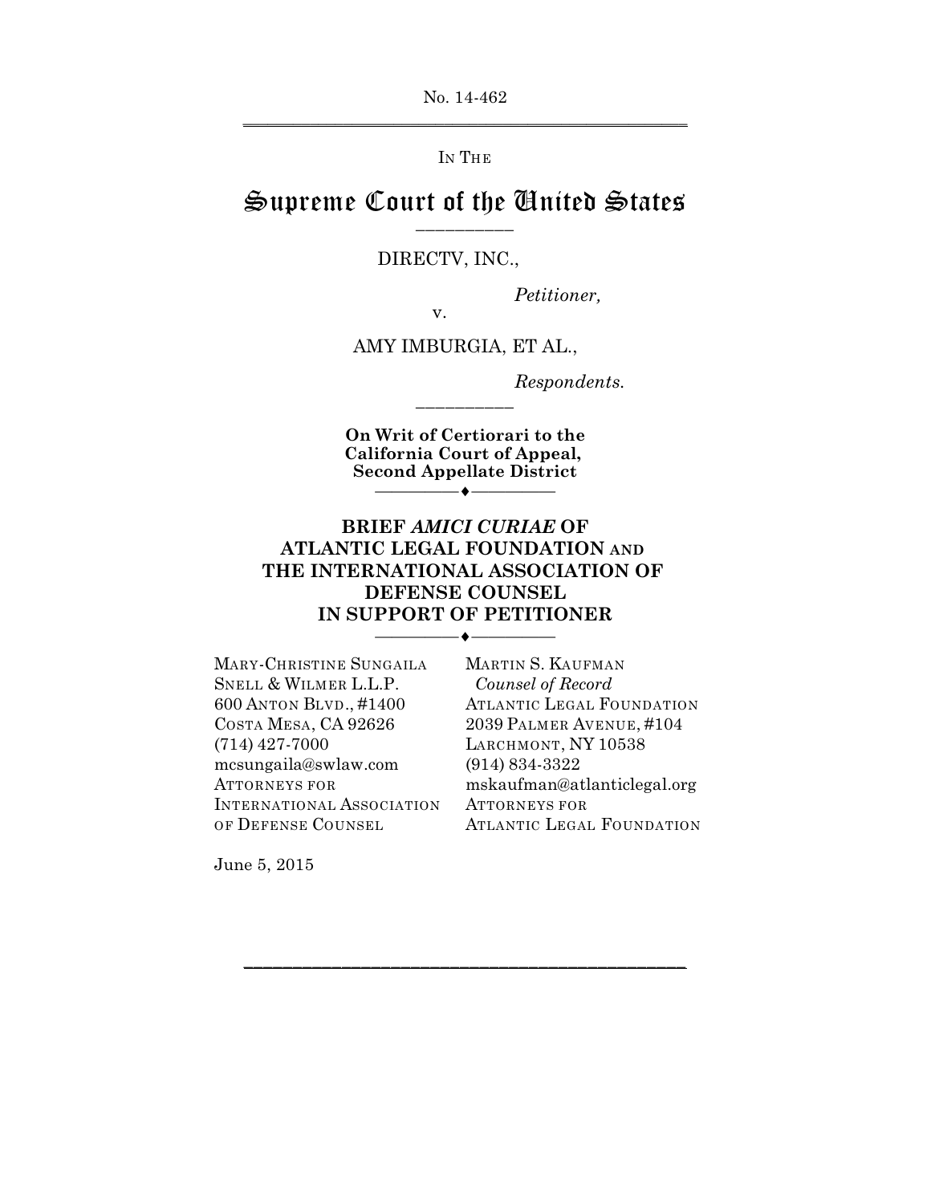No. 14-462

IN THE

# Supreme Court of the United States

DIRECTV, INC.,

*Petitioner,*

v.

AMY IMBURGIA, ET AL.,

*Respondents.*

**On Writ of Certiorari to the California Court of Appeal, Second Appellate District**

## BRIEF *AMICI CURIAE* OF ATLANTIC LEGAL FOUNDATION AND THE INTERNATIONAL ASSOCIATION OF DEFENSE COUNSEL IN SUPPORT OF PETITIONER

MARY-CHRISTINE SUNGAILA
SNELL & WILMER L.L.P.
600 ANTON BLVD., #1400
COSTA MESA, CA 92626
(714) 427-7000
mcsungaila@swlaw.com
ATTORNEYS FOR INTERNATIONAL ASSOCIATION OF DEFENSE COUNSEL

MARTIN S. KAUFMAN
*Counsel of Record*
ATLANTIC LEGAL FOUNDATION
2039 PALMER AVENUE, #104
LARCHMONT, NY 10538
(914) 834-3322
mskaufman@atlanticlegal.org
ATTORNEYS FOR ATLANTIC LEGAL FOUNDATION

June 5, 2015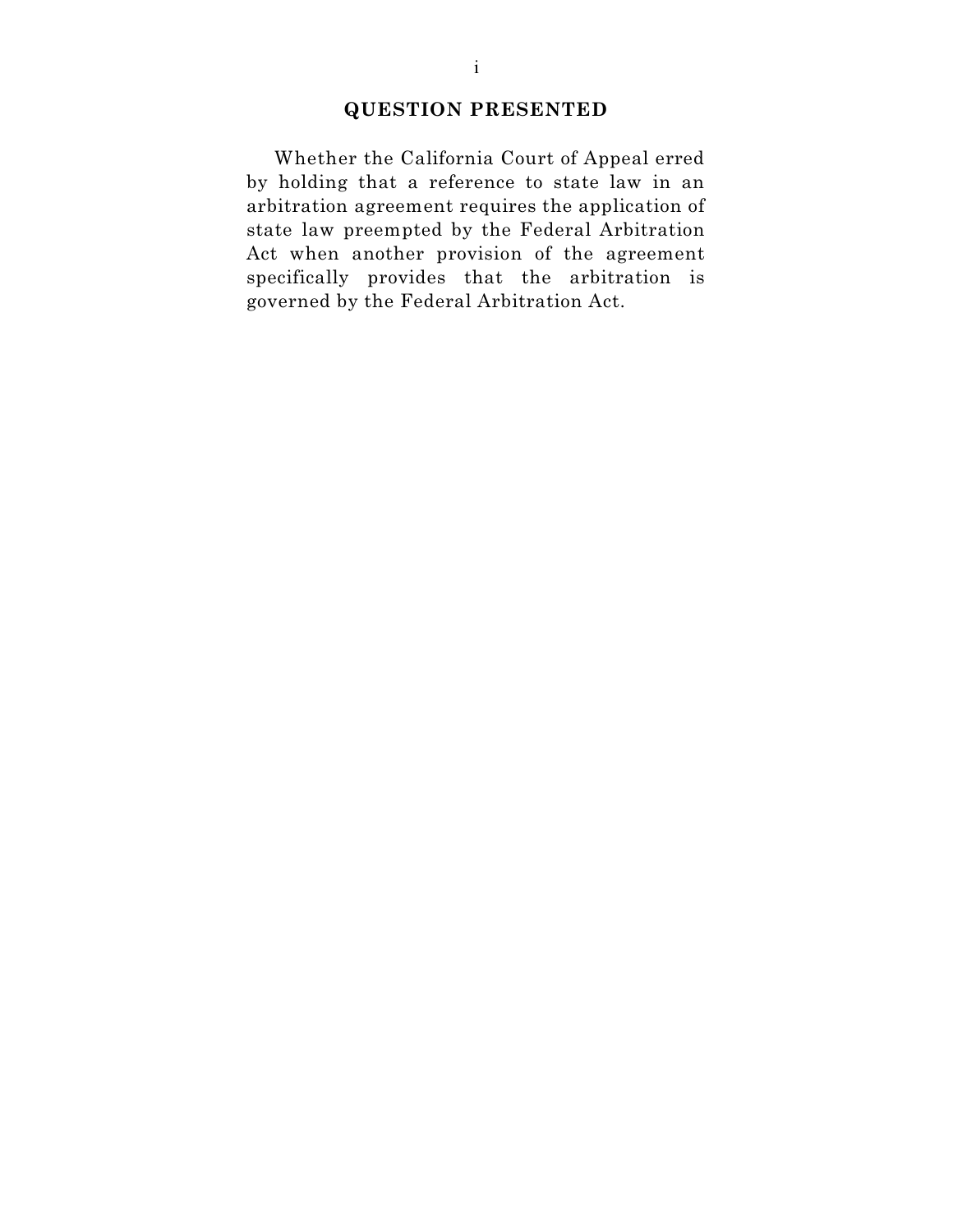## QUESTION PRESENTED

Whether the California Court of Appeal erred by holding that a reference to state law in an arbitration agreement requires the application of state law preempted by the Federal Arbitration Act when another provision of the agreement specifically provides that the arbitration is governed by the Federal Arbitration Act.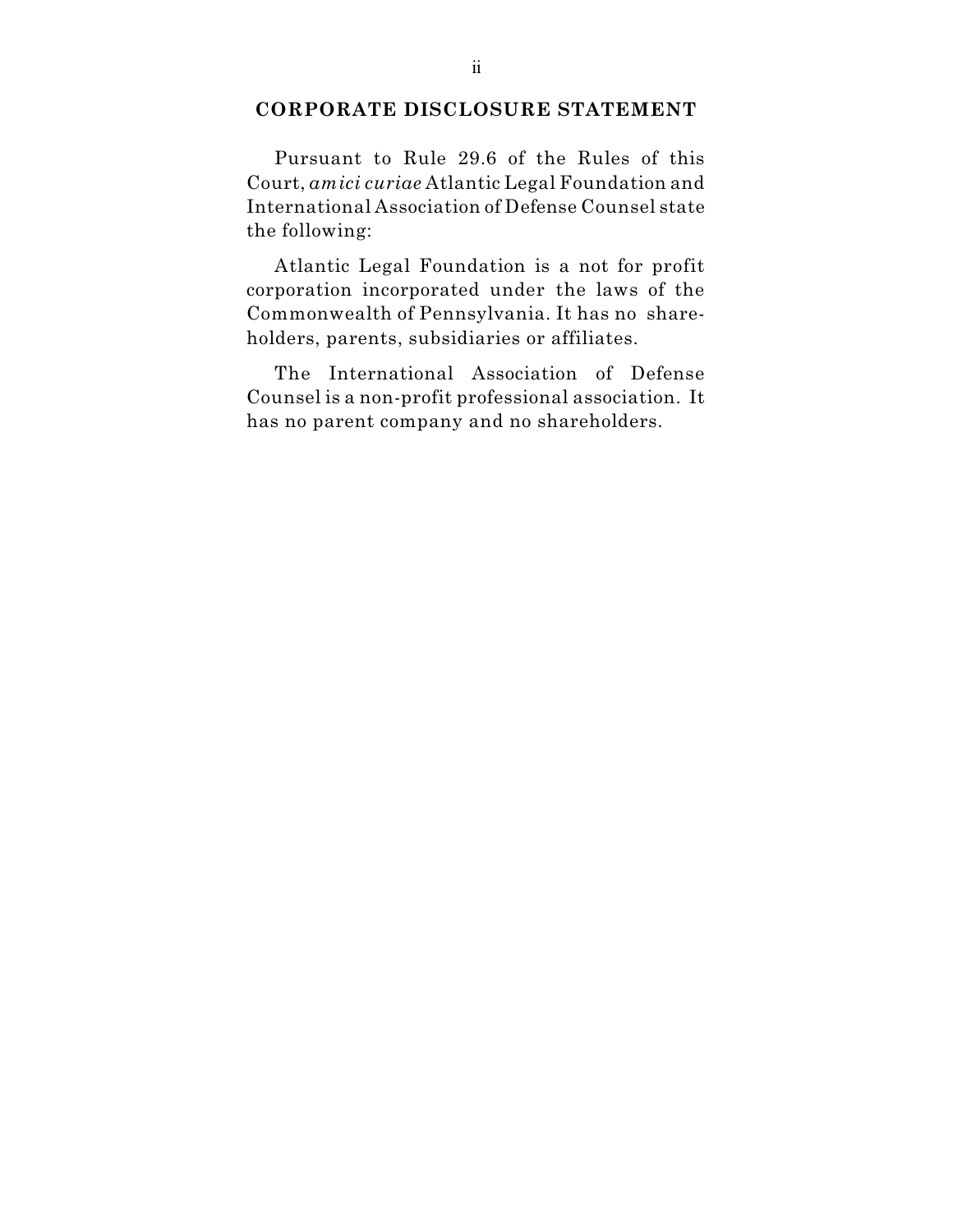## CORPORATE DISCLOSURE STATEMENT

Pursuant to Rule 29.6 of the Rules of this Court, *amici curiae* Atlantic Legal Foundation and International Association of Defense Counsel state the following:

Atlantic Legal Foundation is a not for profit corporation incorporated under the laws of the Commonwealth of Pennsylvania. It has no shareholders, parents, subsidiaries or affiliates.

The International Association of Defense Counsel is a non-profit professional association. It has no parent company and no shareholders.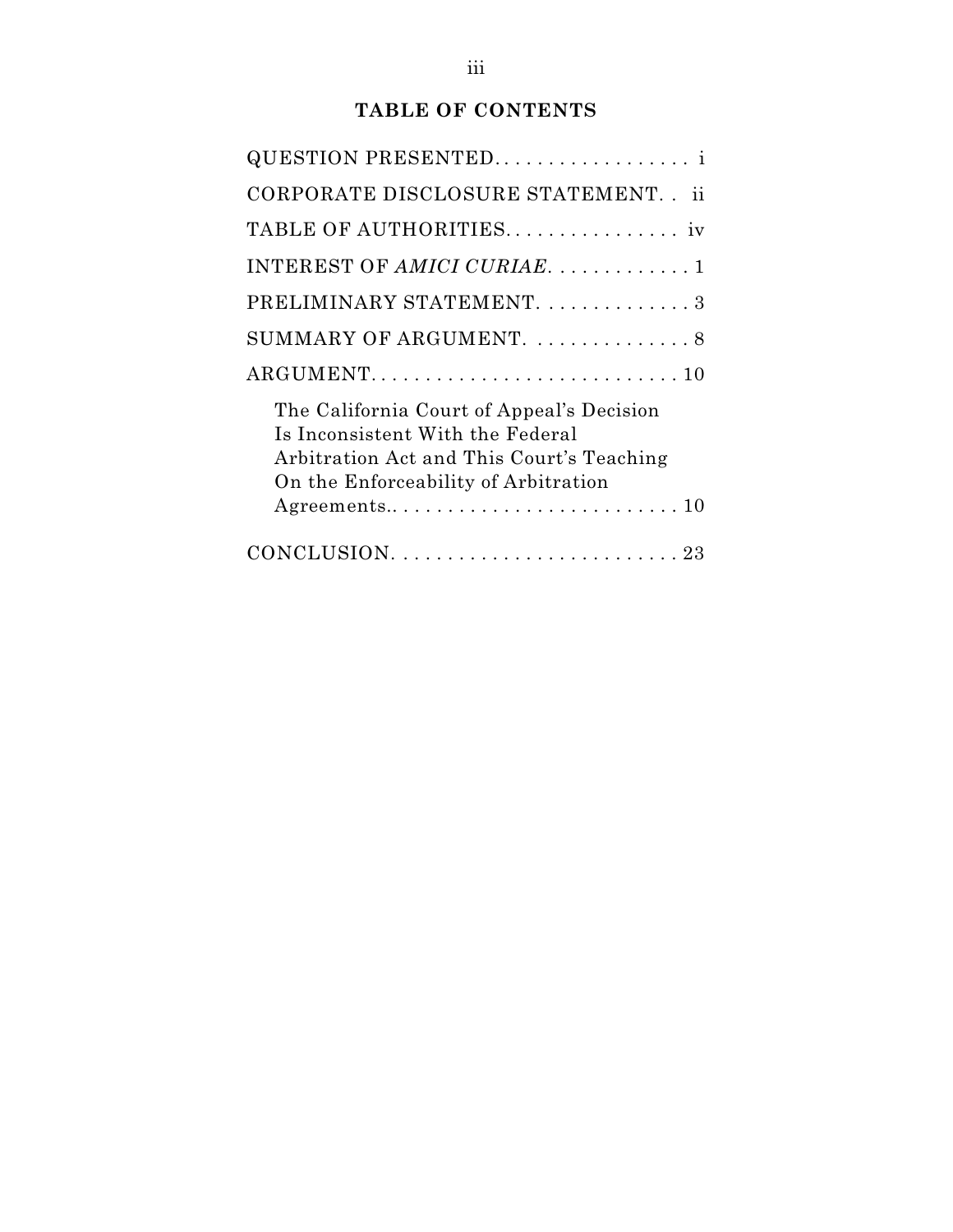## TABLE OF CONTENTS

QUESTION PRESENTED. . . . . . . . . . . . . . . . . . i

CORPORATE DISCLOSURE STATEMENT. . ii

TABLE OF AUTHORITIES. . . . . . . . . . . . . . . . iv

INTEREST OF *AMICI CURIAE*. . . . . . . . . . . . . 1

PRELIMINARY STATEMENT. . . . . . . . . . . . . . 3

SUMMARY OF ARGUMENT. . . . . . . . . . . . . . . 8

ARGUMENT. . . . . . . . . . . . . . . . . . . . . . . . . . . . 10

- The California Court of Appeal's Decision Is Inconsistent With the Federal Arbitration Act and This Court's Teaching On the Enforceability of Arbitration Agreements.. . . . . . . . . . . . . . . . . . . . . . . . . 10

CONCLUSION. . . . . . . . . . . . . . . . . . . . . . . . . . 23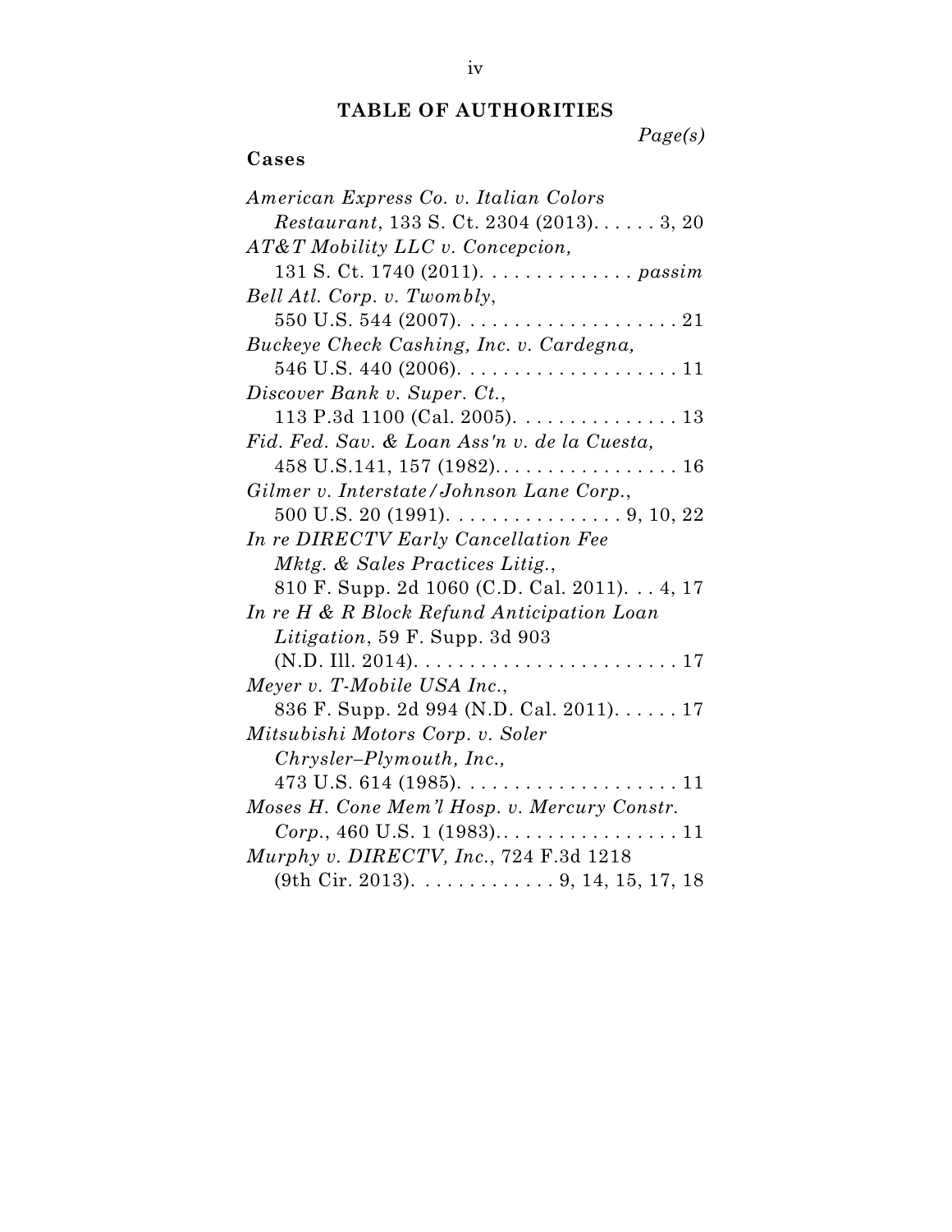## TABLE OF AUTHORITIES

*Page(s)*

### Cases

*American Express Co. v. Italian Colors Restaurant*, 133 S. Ct. 2304 (2013). . . . . . 3, 20

*AT&T Mobility LLC v. Concepcion*, 131 S. Ct. 1740 (2011). . . . . . . . . . . . . . *passim*

*Bell Atl. Corp. v. Twombly*, 550 U.S. 544 (2007). . . . . . . . . . . . . . . . . . . . 21

*Buckeye Check Cashing, Inc. v. Cardegna*, 546 U.S. 440 (2006). . . . . . . . . . . . . . . . . . . . 11

*Discover Bank v. Super. Ct.*, 113 P.3d 1100 (Cal. 2005). . . . . . . . . . . . . . . 13

*Fid. Fed. Sav. & Loan Ass'n v. de la Cuesta*, 458 U.S.141, 157 (1982). . . . . . . . . . . . . . . . . 16

*Gilmer v. Interstate/Johnson Lane Corp.*, 500 U.S. 20 (1991). . . . . . . . . . . . . . . . 9, 10, 22

*In re DIRECTV Early Cancellation Fee Mktg. & Sales Practices Litig.*, 810 F. Supp. 2d 1060 (C.D. Cal. 2011). . . 4, 17

*In re H & R Block Refund Anticipation Loan Litigation*, 59 F. Supp. 3d 903 (N.D. Ill. 2014). . . . . . . . . . . . . . . . . . . . . . . . 17

*Meyer v. T-Mobile USA Inc.*, 836 F. Supp. 2d 994 (N.D. Cal. 2011). . . . . . 17

*Mitsubishi Motors Corp. v. Soler Chrysler–Plymouth, Inc.*, 473 U.S. 614 (1985). . . . . . . . . . . . . . . . . . . . 11

*Moses H. Cone Mem'l Hosp. v. Mercury Constr. Corp.*, 460 U.S. 1 (1983). . . . . . . . . . . . . . . . . 11

*Murphy v. DIRECTV, Inc.*, 724 F.3d 1218 (9th Cir. 2013). . . . . . . . . . . . . 9, 14, 15, 17, 18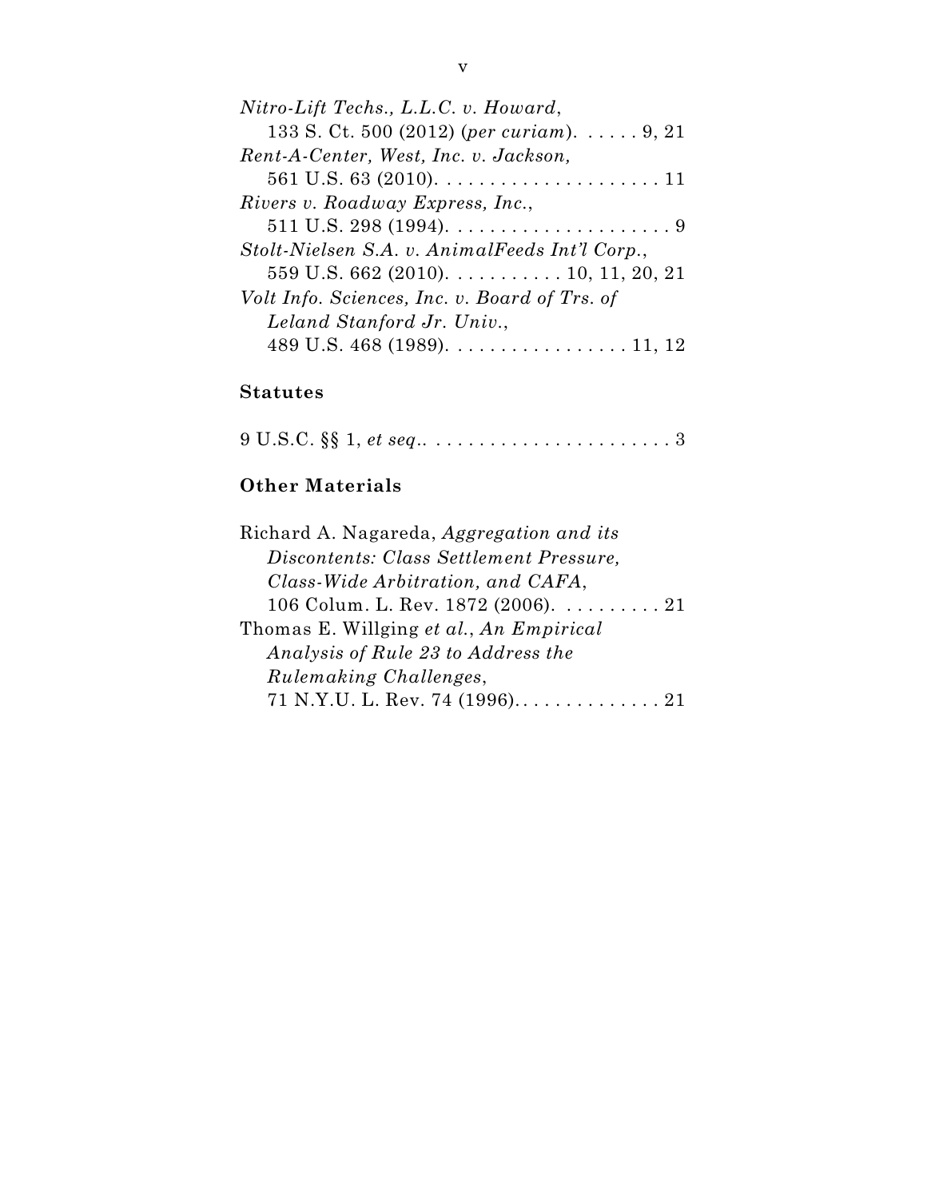*Nitro-Lift Techs., L.L.C. v. Howard*,
133 S. Ct. 500 (2012) (*per curiam*). . . . . . 9, 21

*Rent-A-Center, West, Inc. v. Jackson,*
561 U.S. 63 (2010). . . . . . . . . . . . . . . . . . . . . 11

*Rivers v. Roadway Express, Inc.*,
511 U.S. 298 (1994). . . . . . . . . . . . . . . . . . . . . 9

*Stolt-Nielsen S.A. v. AnimalFeeds Int'l Corp.*,
559 U.S. 662 (2010). . . . . . . . . . . 10, 11, 20, 21

*Volt Info. Sciences, Inc. v. Board of Trs. of Leland Stanford Jr. Univ.*,
489 U.S. 468 (1989). . . . . . . . . . . . . . . . . 11, 12

**Statutes**

9 U.S.C. §§ 1, *et seq*.. . . . . . . . . . . . . . . . . . . . . . . 3

**Other Materials**

Richard A. Nagareda, *Aggregation and its Discontents: Class Settlement Pressure, Class-Wide Arbitration, and CAFA*,
106 Colum. L. Rev. 1872 (2006). . . . . . . . . . 21

Thomas E. Willging *et al.*, *An Empirical Analysis of Rule 23 to Address the Rulemaking Challenges*,
71 N.Y.U. L. Rev. 74 (1996). . . . . . . . . . . . . . 21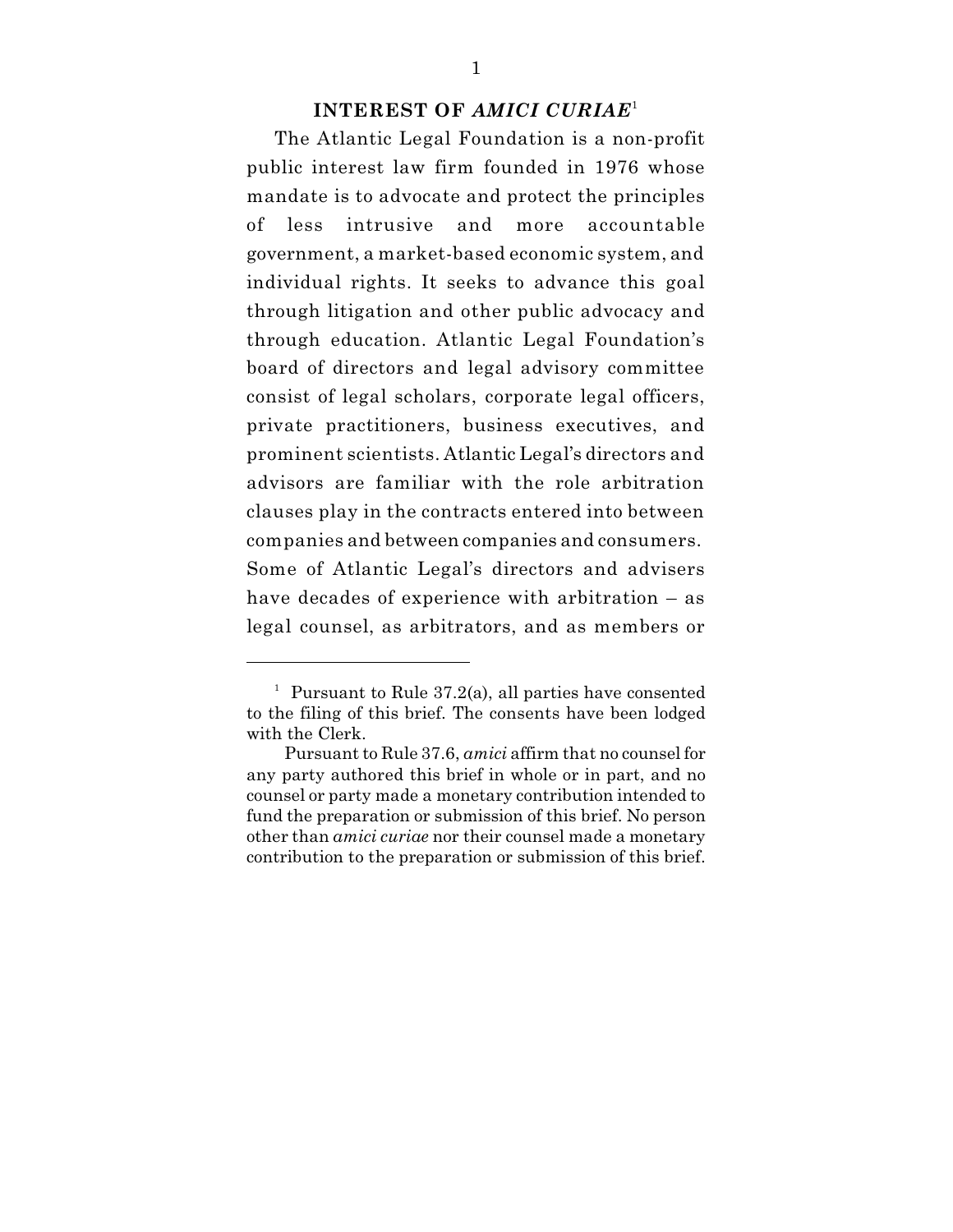## INTEREST OF *AMICI CURIAE*[1]

The Atlantic Legal Foundation is a non-profit public interest law firm founded in 1976 whose mandate is to advocate and protect the principles of less intrusive and more accountable government, a market-based economic system, and individual rights. It seeks to advance this goal through litigation and other public advocacy and through education. Atlantic Legal Foundation's board of directors and legal advisory committee consist of legal scholars, corporate legal officers, private practitioners, business executives, and prominent scientists. Atlantic Legal's directors and advisors are familiar with the role arbitration clauses play in the contracts entered into between companies and between companies and consumers. Some of Atlantic Legal's directors and advisers have decades of experience with arbitration – as legal counsel, as arbitrators, and as members or

---

[1] Pursuant to Rule 37.2(a), all parties have consented to the filing of this brief. The consents have been lodged with the Clerk.

Pursuant to Rule 37.6, *amici* affirm that no counsel for any party authored this brief in whole or in part, and no counsel or party made a monetary contribution intended to fund the preparation or submission of this brief. No person other than *amici curiae* nor their counsel made a monetary contribution to the preparation or submission of this brief.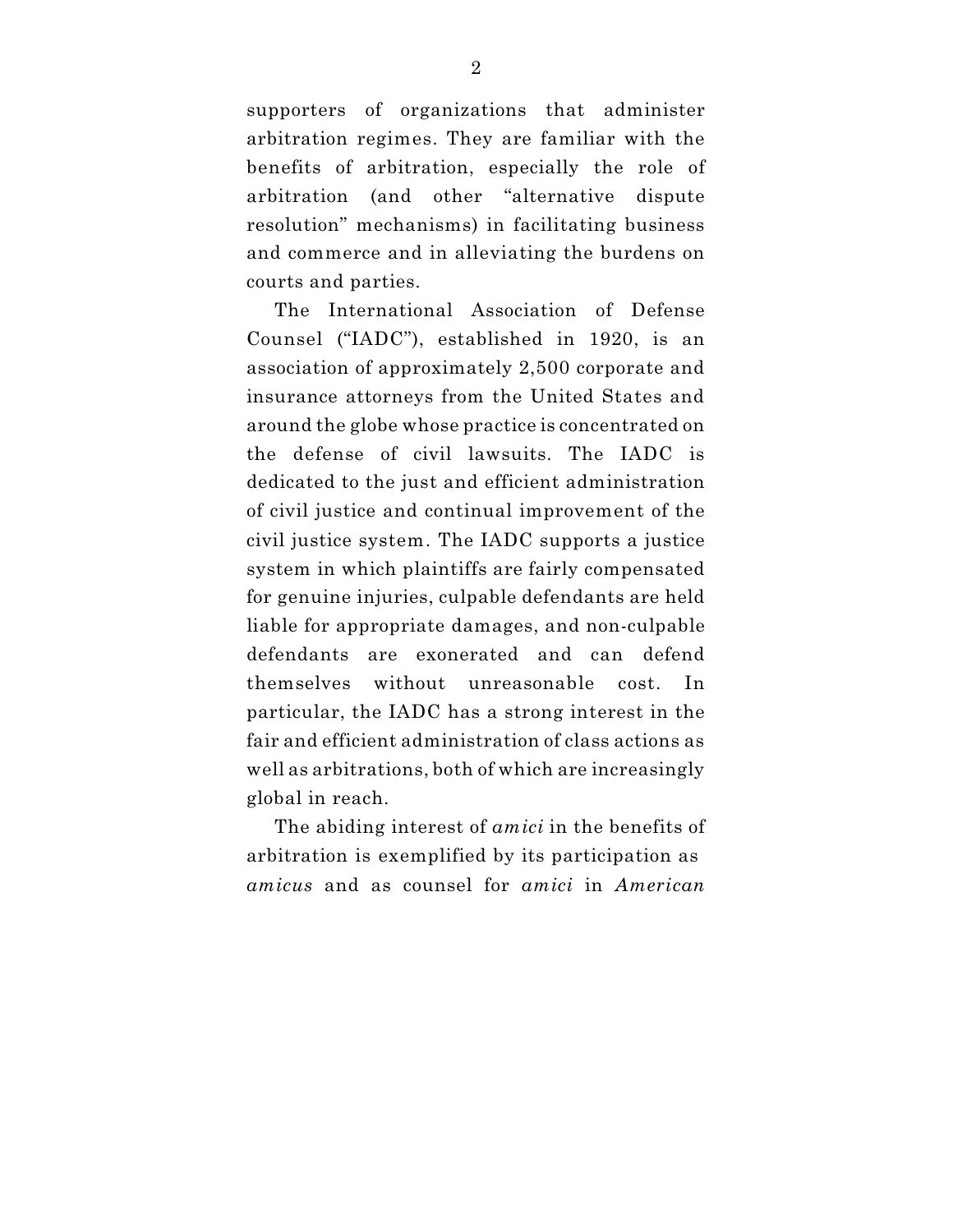supporters of organizations that administer arbitration regimes. They are familiar with the benefits of arbitration, especially the role of arbitration (and other "alternative dispute resolution" mechanisms) in facilitating business and commerce and in alleviating the burdens on courts and parties.

The International Association of Defense Counsel ("IADC"), established in 1920, is an association of approximately 2,500 corporate and insurance attorneys from the United States and around the globe whose practice is concentrated on the defense of civil lawsuits. The IADC is dedicated to the just and efficient administration of civil justice and continual improvement of the civil justice system. The IADC supports a justice system in which plaintiffs are fairly compensated for genuine injuries, culpable defendants are held liable for appropriate damages, and non-culpable defendants are exonerated and can defend themselves without unreasonable cost. In particular, the IADC has a strong interest in the fair and efficient administration of class actions as well as arbitrations, both of which are increasingly global in reach.

The abiding interest of *amici* in the benefits of arbitration is exemplified by its participation as *amicus* and as counsel for *amici* in *American*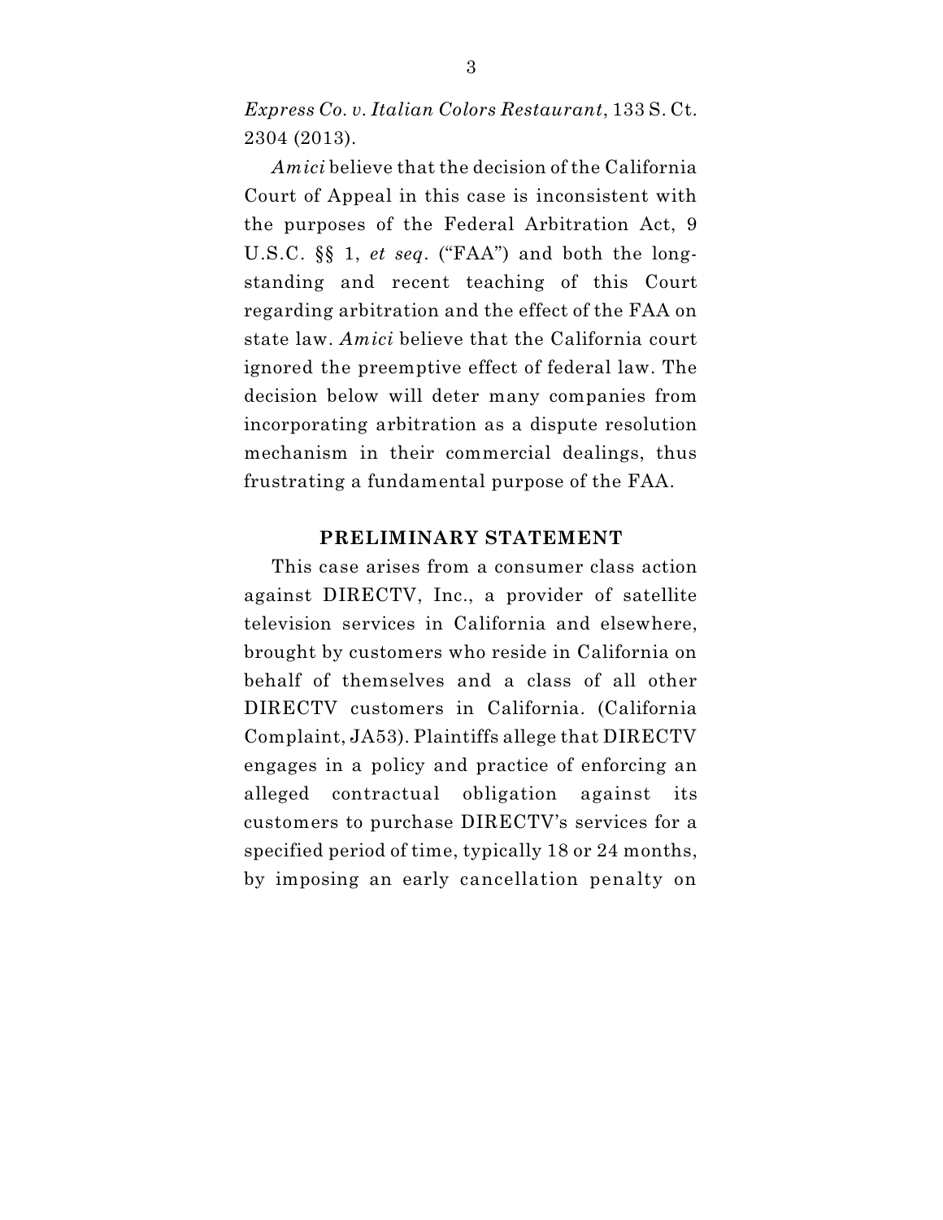*Express Co. v. Italian Colors Restaurant*, 133 S. Ct. 2304 (2013).

*Amici* believe that the decision of the California Court of Appeal in this case is inconsistent with the purposes of the Federal Arbitration Act, 9 U.S.C. §§ 1, *et seq*. ("FAA") and both the long-standing and recent teaching of this Court regarding arbitration and the effect of the FAA on state law. *Amici* believe that the California court ignored the preemptive effect of federal law. The decision below will deter many companies from incorporating arbitration as a dispute resolution mechanism in their commercial dealings, thus frustrating a fundamental purpose of the FAA.

## PRELIMINARY STATEMENT

This case arises from a consumer class action against DIRECTV, Inc., a provider of satellite television services in California and elsewhere, brought by customers who reside in California on behalf of themselves and a class of all other DIRECTV customers in California. (California Complaint, JA53). Plaintiffs allege that DIRECTV engages in a policy and practice of enforcing an alleged contractual obligation against its customers to purchase DIRECTV's services for a specified period of time, typically 18 or 24 months, by imposing an early cancellation penalty on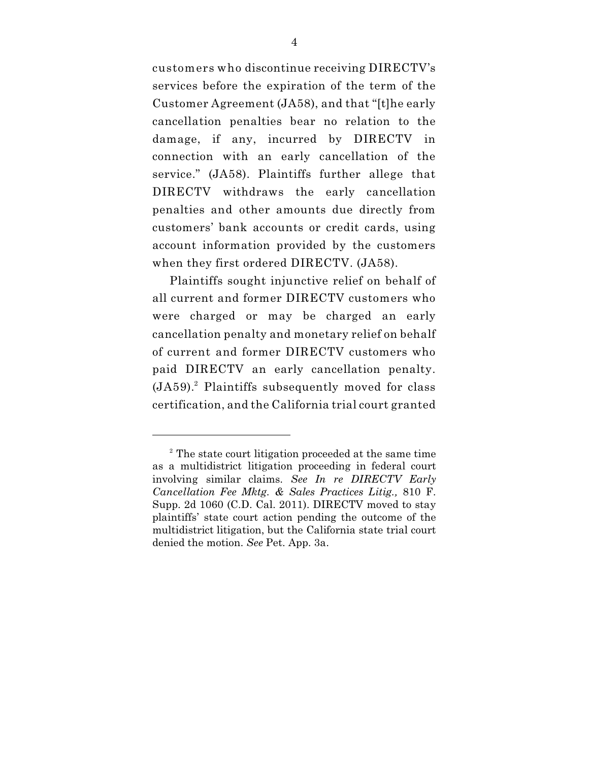customers who discontinue receiving DIRECTV's services before the expiration of the term of the Customer Agreement (JA58), and that "[t]he early cancellation penalties bear no relation to the damage, if any, incurred by DIRECTV in connection with an early cancellation of the service." (JA58). Plaintiffs further allege that DIRECTV withdraws the early cancellation penalties and other amounts due directly from customers' bank accounts or credit cards, using account information provided by the customers when they first ordered DIRECTV. (JA58).

Plaintiffs sought injunctive relief on behalf of all current and former DIRECTV customers who were charged or may be charged an early cancellation penalty and monetary relief on behalf of current and former DIRECTV customers who paid DIRECTV an early cancellation penalty. (JA59).[2] Plaintiffs subsequently moved for class certification, and the California trial court granted

---

[2] The state court litigation proceeded at the same time as a multidistrict litigation proceeding in federal court involving similar claims. *See In re DIRECTV Early Cancellation Fee Mktg. & Sales Practices Litig.,* 810 F. Supp. 2d 1060 (C.D. Cal. 2011). DIRECTV moved to stay plaintiffs' state court action pending the outcome of the multidistrict litigation, but the California state trial court denied the motion. *See* Pet. App. 3a.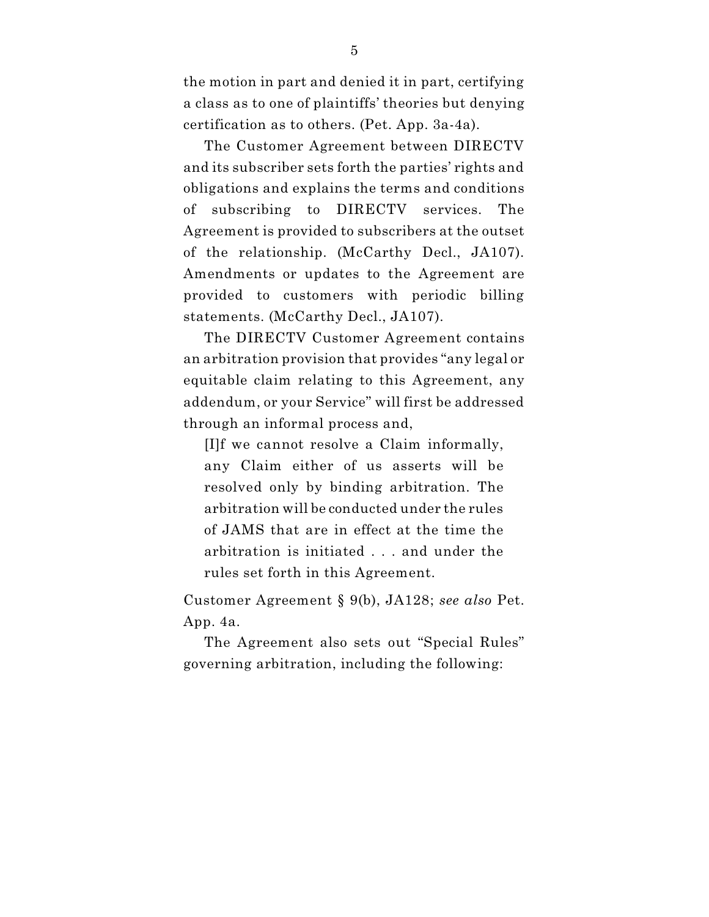the motion in part and denied it in part, certifying a class as to one of plaintiffs' theories but denying certification as to others. (Pet. App. 3a-4a).

The Customer Agreement between DIRECTV and its subscriber sets forth the parties' rights and obligations and explains the terms and conditions of subscribing to DIRECTV services. The Agreement is provided to subscribers at the outset of the relationship. (McCarthy Decl., JA107). Amendments or updates to the Agreement are provided to customers with periodic billing statements. (McCarthy Decl., JA107).

The DIRECTV Customer Agreement contains an arbitration provision that provides "any legal or equitable claim relating to this Agreement, any addendum, or your Service" will first be addressed through an informal process and,

> [I]f we cannot resolve a Claim informally, any Claim either of us asserts will be resolved only by binding arbitration. The arbitration will be conducted under the rules of JAMS that are in effect at the time the arbitration is initiated . . . and under the rules set forth in this Agreement.

Customer Agreement § 9(b), JA128; *see also* Pet. App. 4a.

The Agreement also sets out "Special Rules" governing arbitration, including the following: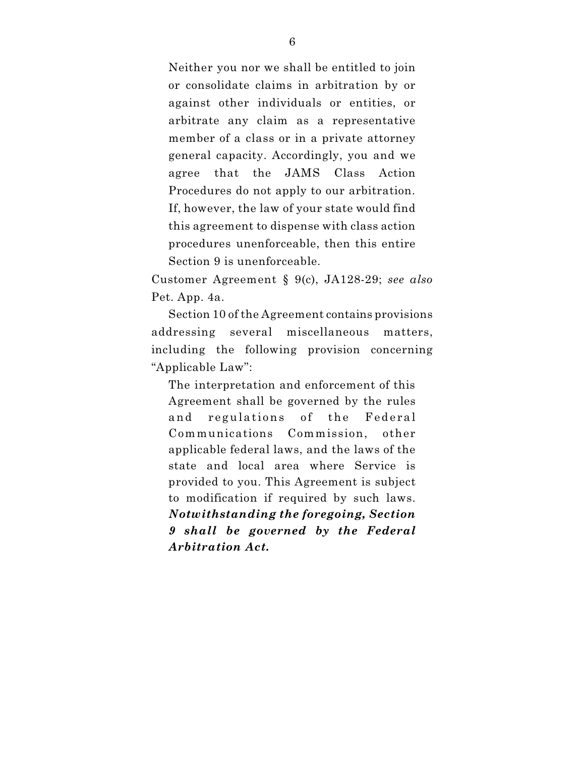> Neither you nor we shall be entitled to join or consolidate claims in arbitration by or against other individuals or entities, or arbitrate any claim as a representative member of a class or in a private attorney general capacity. Accordingly, you and we agree that the JAMS Class Action Procedures do not apply to our arbitration. If, however, the law of your state would find this agreement to dispense with class action procedures unenforceable, then this entire Section 9 is unenforceable.

Customer Agreement § 9(c), JA128-29; *see also* Pet. App. 4a.

Section 10 of the Agreement contains provisions addressing several miscellaneous matters, including the following provision concerning "Applicable Law":

> The interpretation and enforcement of this Agreement shall be governed by the rules and regulations of the Federal Communications Commission, other applicable federal laws, and the laws of the state and local area where Service is provided to you. This Agreement is subject to modification if required by such laws. ***Notwithstanding the foregoing, Section 9 shall be governed by the Federal Arbitration Act.***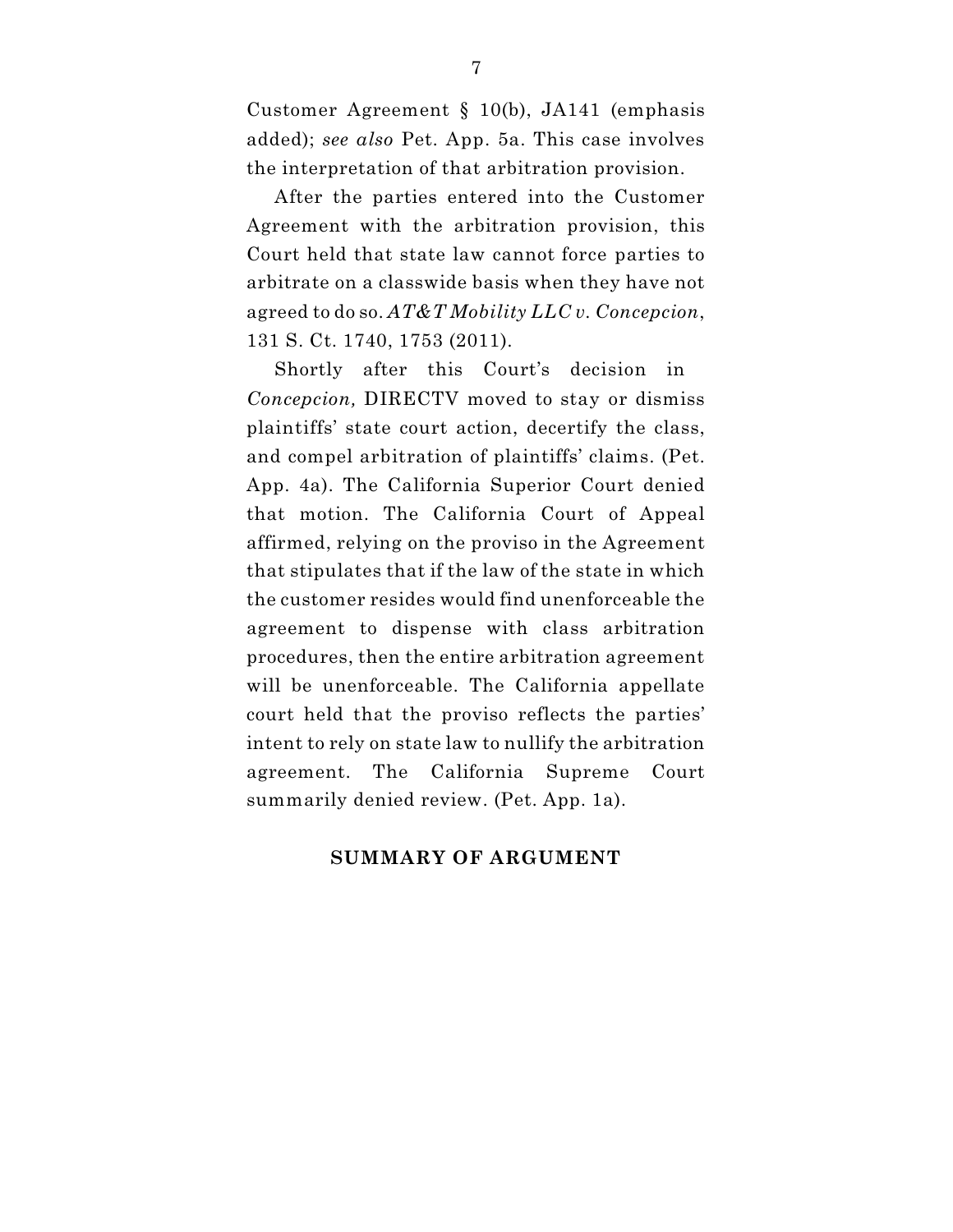Customer Agreement § 10(b), JA141 (emphasis added); *see also* Pet. App. 5a. This case involves the interpretation of that arbitration provision.

After the parties entered into the Customer Agreement with the arbitration provision, this Court held that state law cannot force parties to arbitrate on a classwide basis when they have not agreed to do so. *AT&T Mobility LLC v. Concepcion*, 131 S. Ct. 1740, 1753 (2011).

Shortly after this Court's decision in *Concepcion,* DIRECTV moved to stay or dismiss plaintiffs' state court action, decertify the class, and compel arbitration of plaintiffs' claims. (Pet. App. 4a). The California Superior Court denied that motion. The California Court of Appeal affirmed, relying on the proviso in the Agreement that stipulates that if the law of the state in which the customer resides would find unenforceable the agreement to dispense with class arbitration procedures, then the entire arbitration agreement will be unenforceable. The California appellate court held that the proviso reflects the parties' intent to rely on state law to nullify the arbitration agreement. The California Supreme Court summarily denied review. (Pet. App. 1a).

## SUMMARY OF ARGUMENT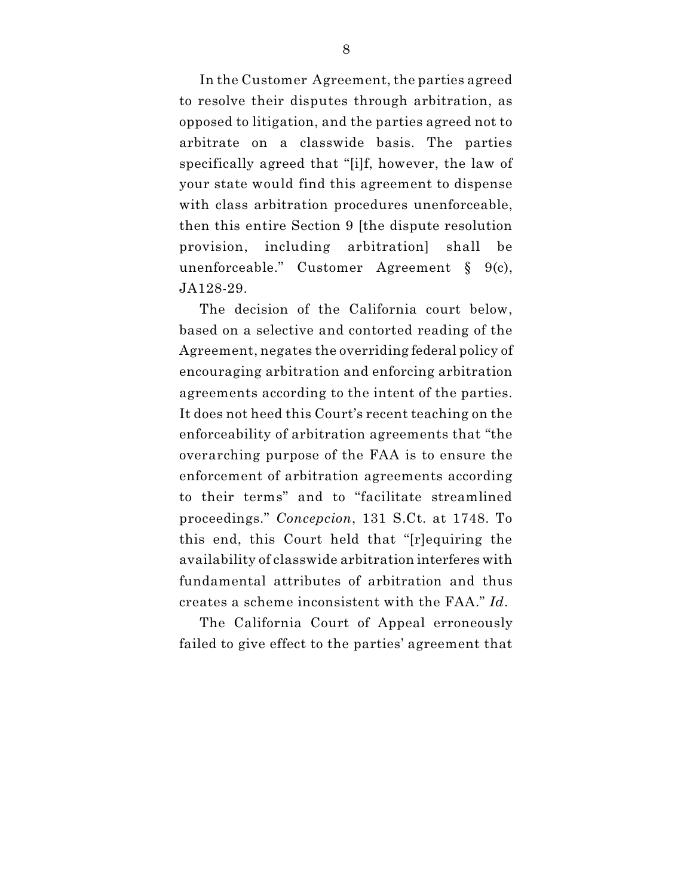In the Customer Agreement, the parties agreed to resolve their disputes through arbitration, as opposed to litigation, and the parties agreed not to arbitrate on a classwide basis. The parties specifically agreed that "[i]f, however, the law of your state would find this agreement to dispense with class arbitration procedures unenforceable, then this entire Section 9 [the dispute resolution provision, including arbitration] shall be unenforceable." Customer Agreement § 9(c), JA128-29.

The decision of the California court below, based on a selective and contorted reading of the Agreement, negates the overriding federal policy of encouraging arbitration and enforcing arbitration agreements according to the intent of the parties. It does not heed this Court's recent teaching on the enforceability of arbitration agreements that "the overarching purpose of the FAA is to ensure the enforcement of arbitration agreements according to their terms" and to "facilitate streamlined proceedings." *Concepcion*, 131 S.Ct. at 1748. To this end, this Court held that "[r]equiring the availability of classwide arbitration interferes with fundamental attributes of arbitration and thus creates a scheme inconsistent with the FAA." *Id*.

The California Court of Appeal erroneously failed to give effect to the parties' agreement that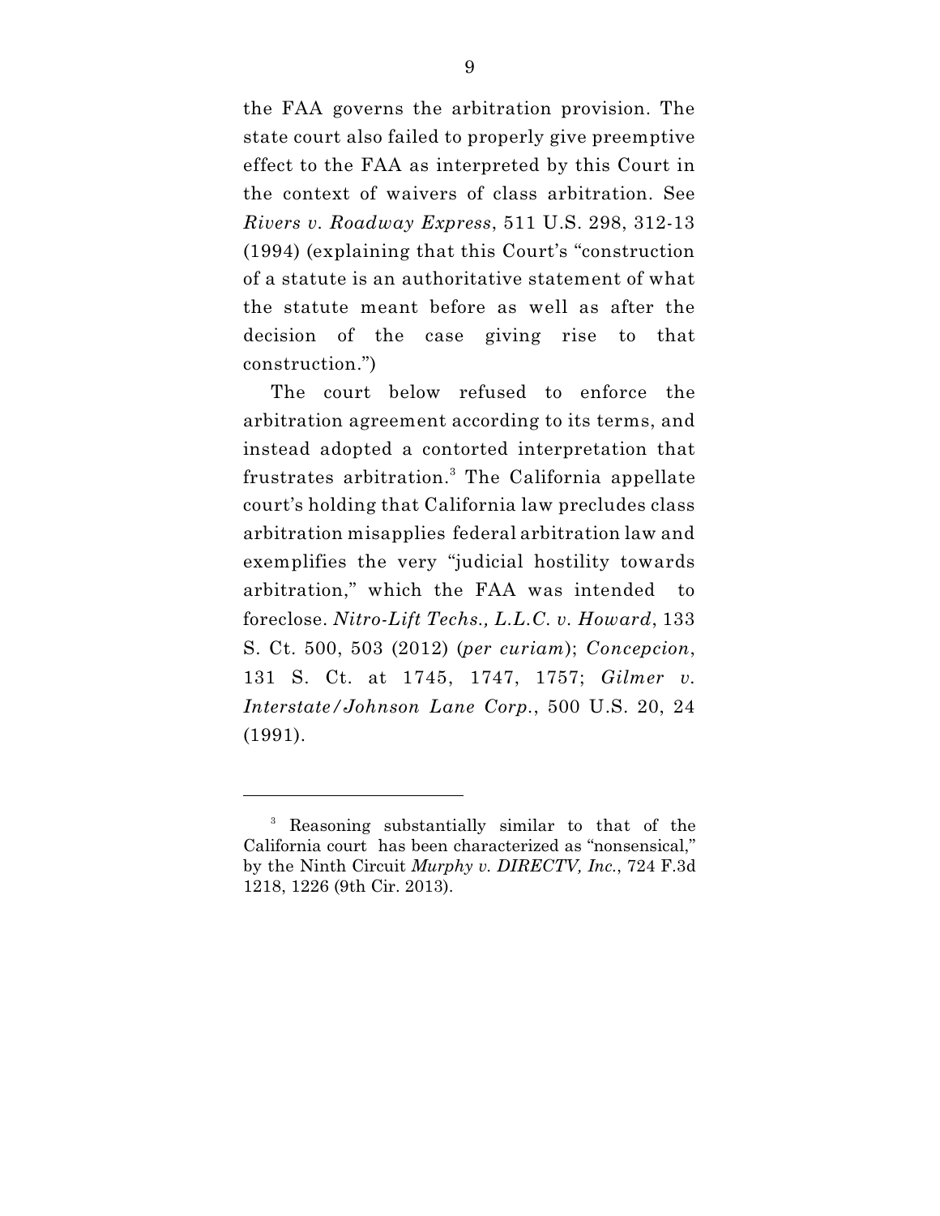the FAA governs the arbitration provision. The state court also failed to properly give preemptive effect to the FAA as interpreted by this Court in the context of waivers of class arbitration. See *Rivers v. Roadway Express*, 511 U.S. 298, 312-13 (1994) (explaining that this Court's "construction of a statute is an authoritative statement of what the statute meant before as well as after the decision of the case giving rise to that construction.")

The court below refused to enforce the arbitration agreement according to its terms, and instead adopted a contorted interpretation that frustrates arbitration.[3] The California appellate court's holding that California law precludes class arbitration misapplies federal arbitration law and exemplifies the very "judicial hostility towards arbitration," which the FAA was intended to foreclose. *Nitro-Lift Techs., L.L.C. v. Howard*, 133 S. Ct. 500, 503 (2012) (*per curiam*); *Concepcion*, 131 S. Ct. at 1745, 1747, 1757; *Gilmer v. Interstate/Johnson Lane Corp.*, 500 U.S. 20, 24 (1991).

---

[3] Reasoning substantially similar to that of the California court has been characterized as "nonsensical," by the Ninth Circuit *Murphy v. DIRECTV, Inc.*, 724 F.3d 1218, 1226 (9th Cir. 2013).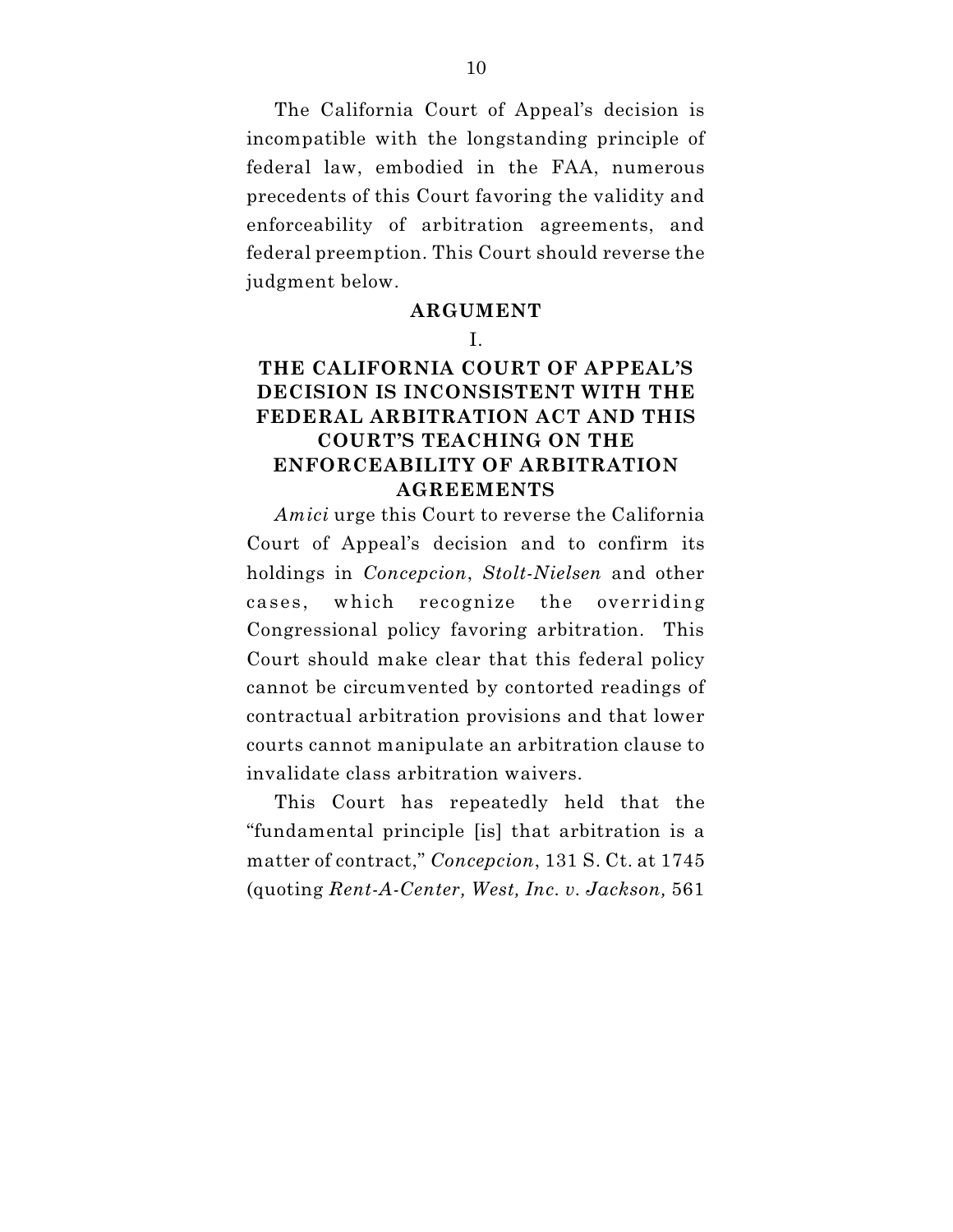The California Court of Appeal's decision is incompatible with the longstanding principle of federal law, embodied in the FAA, numerous precedents of this Court favoring the validity and enforceability of arbitration agreements, and federal preemption. This Court should reverse the judgment below.

## ARGUMENT

### I.

### THE CALIFORNIA COURT OF APPEAL'S DECISION IS INCONSISTENT WITH THE FEDERAL ARBITRATION ACT AND THIS COURT'S TEACHING ON THE ENFORCEABILITY OF ARBITRATION AGREEMENTS

*Amici* urge this Court to reverse the California Court of Appeal's decision and to confirm its holdings in *Concepcion*, *Stolt-Nielsen* and other cases, which recognize the overriding Congressional policy favoring arbitration. This Court should make clear that this federal policy cannot be circumvented by contorted readings of contractual arbitration provisions and that lower courts cannot manipulate an arbitration clause to invalidate class arbitration waivers.

This Court has repeatedly held that the "fundamental principle [is] that arbitration is a matter of contract," *Concepcion*, 131 S. Ct. at 1745 (quoting *Rent-A-Center, West, Inc. v. Jackson,* 561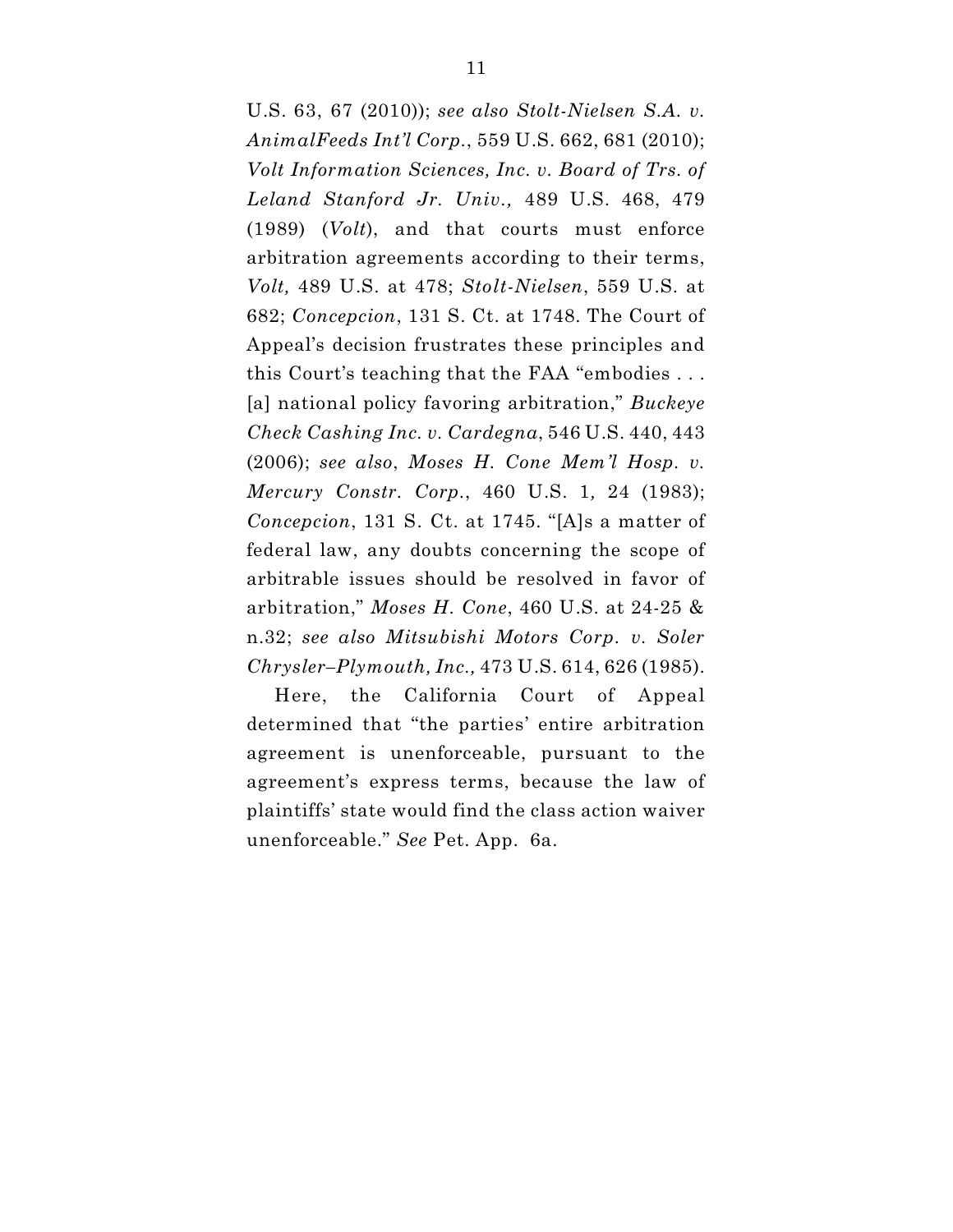U.S. 63, 67 (2010)); *see also Stolt-Nielsen S.A. v. AnimalFeeds Int'l Corp.*, 559 U.S. 662, 681 (2010); *Volt Information Sciences, Inc. v. Board of Trs. of Leland Stanford Jr. Univ.,* 489 U.S. 468, 479 (1989) (*Volt*), and that courts must enforce arbitration agreements according to their terms, *Volt,* 489 U.S. at 478; *Stolt-Nielsen*, 559 U.S. at 682; *Concepcion*, 131 S. Ct. at 1748. The Court of Appeal's decision frustrates these principles and this Court's teaching that the FAA "embodies . . . [a] national policy favoring arbitration," *Buckeye Check Cashing Inc. v. Cardegna*, 546 U.S. 440, 443 (2006); *see also*, *Moses H. Cone Mem'l Hosp. v. Mercury Constr. Corp.*, 460 U.S. 1, 24 (1983); *Concepcion*, 131 S. Ct. at 1745. "[A]s a matter of federal law, any doubts concerning the scope of arbitrable issues should be resolved in favor of arbitration," *Moses H. Cone*, 460 U.S. at 24-25 & n.32; *see also Mitsubishi Motors Corp. v. Soler Chrysler–Plymouth, Inc.,* 473 U.S. 614, 626 (1985).

Here, the California Court of Appeal determined that "the parties' entire arbitration agreement is unenforceable, pursuant to the agreement's express terms, because the law of plaintiffs' state would find the class action waiver unenforceable." *See* Pet. App. 6a.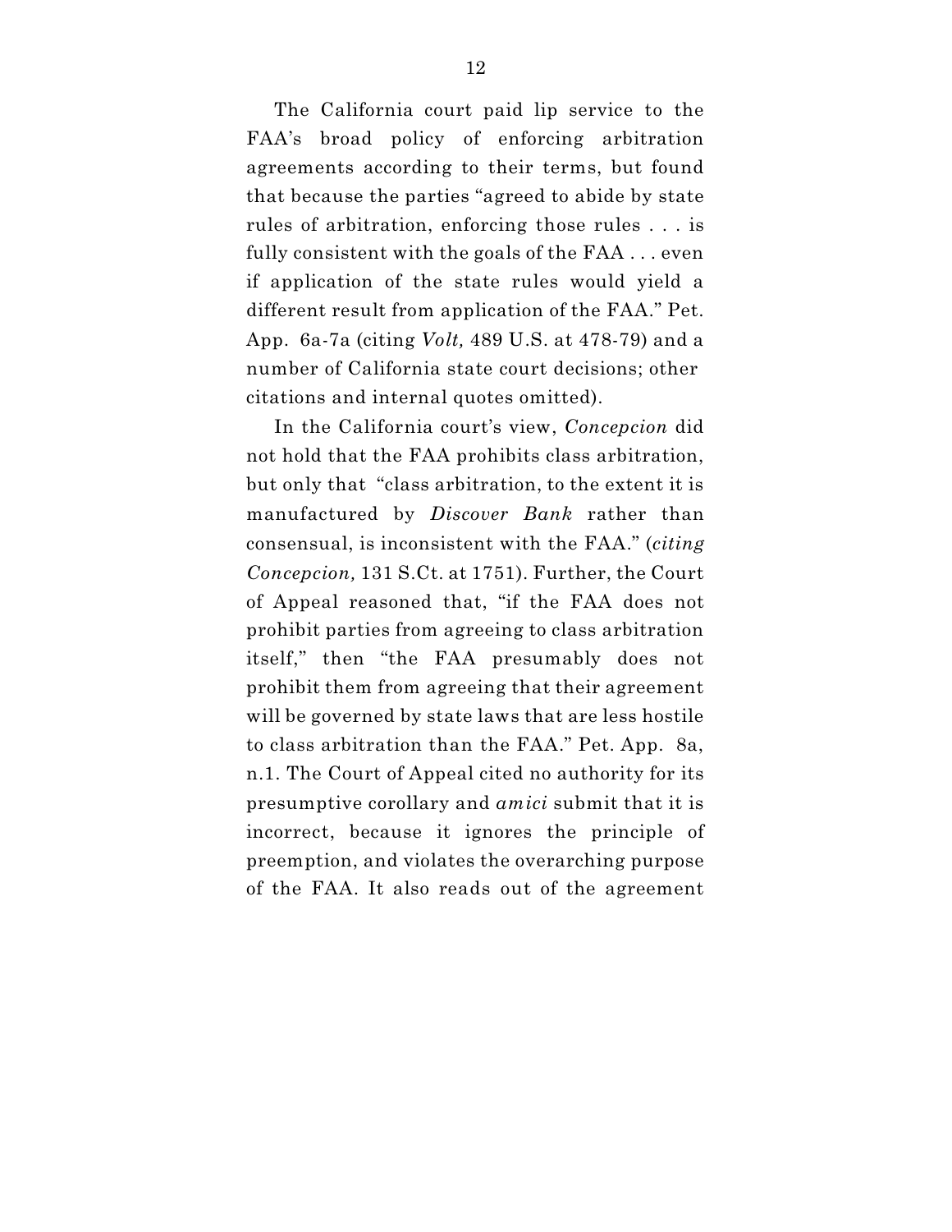The California court paid lip service to the FAA's broad policy of enforcing arbitration agreements according to their terms, but found that because the parties "agreed to abide by state rules of arbitration, enforcing those rules . . . is fully consistent with the goals of the FAA . . . even if application of the state rules would yield a different result from application of the FAA." Pet. App. 6a-7a (citing *Volt,* 489 U.S. at 478-79) and a number of California state court decisions; other citations and internal quotes omitted).

In the California court's view, *Concepcion* did not hold that the FAA prohibits class arbitration, but only that "class arbitration, to the extent it is manufactured by *Discover Bank* rather than consensual, is inconsistent with the FAA." (*citing Concepcion,* 131 S.Ct. at 1751). Further, the Court of Appeal reasoned that, "if the FAA does not prohibit parties from agreeing to class arbitration itself," then "the FAA presumably does not prohibit them from agreeing that their agreement will be governed by state laws that are less hostile to class arbitration than the FAA." Pet. App. 8a, n.1. The Court of Appeal cited no authority for its presumptive corollary and *amici* submit that it is incorrect, because it ignores the principle of preemption, and violates the overarching purpose of the FAA. It also reads out of the agreement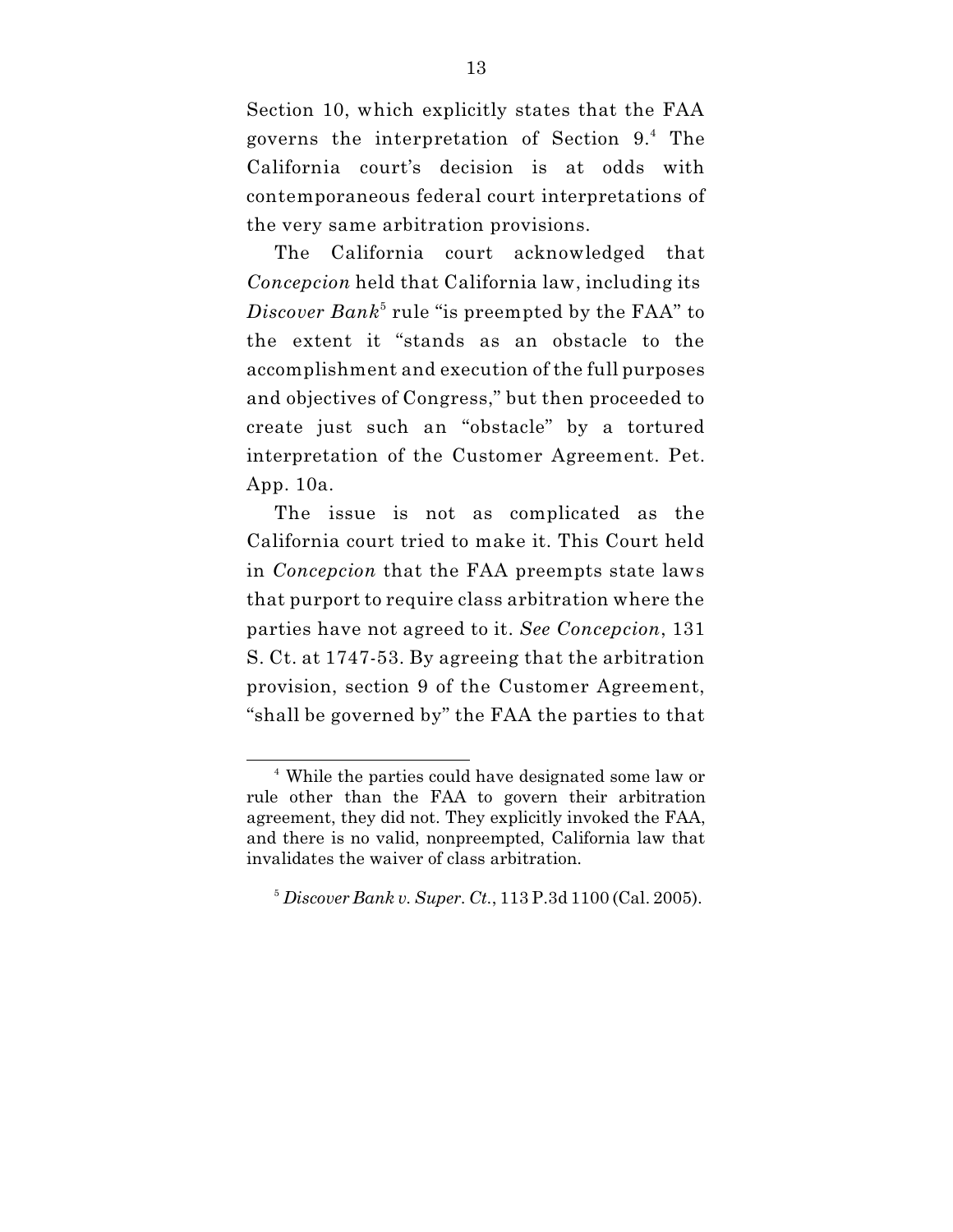Section 10, which explicitly states that the FAA governs the interpretation of Section 9.[4] The California court's decision is at odds with contemporaneous federal court interpretations of the very same arbitration provisions.

The California court acknowledged that *Concepcion* held that California law, including its *Discover Bank*[5] rule "is preempted by the FAA" to the extent it "stands as an obstacle to the accomplishment and execution of the full purposes and objectives of Congress," but then proceeded to create just such an "obstacle" by a tortured interpretation of the Customer Agreement. Pet. App. 10a.

The issue is not as complicated as the California court tried to make it. This Court held in *Concepcion* that the FAA preempts state laws that purport to require class arbitration where the parties have not agreed to it. *See Concepcion*, 131 S. Ct. at 1747-53. By agreeing that the arbitration provision, section 9 of the Customer Agreement, "shall be governed by" the FAA the parties to that

---

[4] While the parties could have designated some law or rule other than the FAA to govern their arbitration agreement, they did not. They explicitly invoked the FAA, and there is no valid, nonpreempted, California law that invalidates the waiver of class arbitration.

[5] *Discover Bank v. Super. Ct.*, 113 P.3d 1100 (Cal. 2005).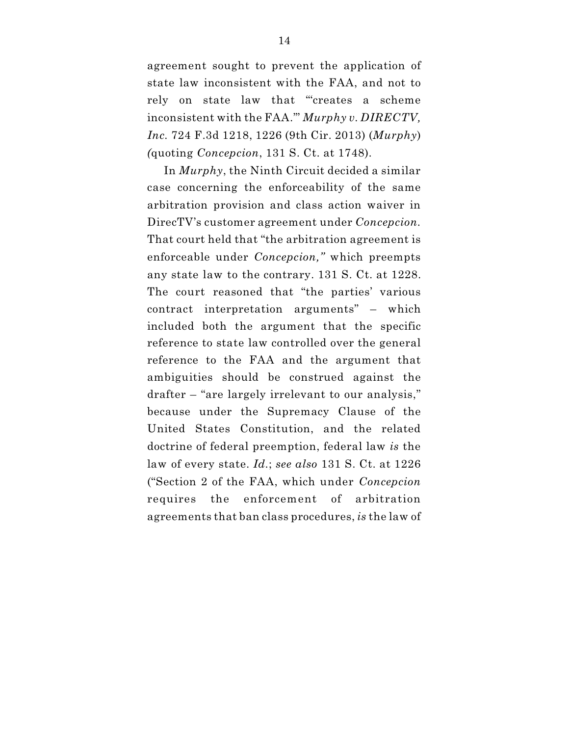agreement sought to prevent the application of state law inconsistent with the FAA, and not to rely on state law that "'creates a scheme inconsistent with the FAA.'" *Murphy v. DIRECTV, Inc.* 724 F.3d 1218, 1226 (9th Cir. 2013) (*Murphy*) (quoting *Concepcion*, 131 S. Ct. at 1748).

In *Murphy*, the Ninth Circuit decided a similar case concerning the enforceability of the same arbitration provision and class action waiver in DirecTV's customer agreement under *Concepcion*. That court held that "the arbitration agreement is enforceable under *Concepcion,"* which preempts any state law to the contrary. 131 S. Ct. at 1228. The court reasoned that "the parties' various contract interpretation arguments" – which included both the argument that the specific reference to state law controlled over the general reference to the FAA and the argument that ambiguities should be construed against the drafter – "are largely irrelevant to our analysis," because under the Supremacy Clause of the United States Constitution, and the related doctrine of federal preemption, federal law *is* the law of every state. *Id.*; *see also* 131 S. Ct. at 1226 ("Section 2 of the FAA, which under *Concepcion* requires the enforcement of arbitration agreements that ban class procedures, *is* the law of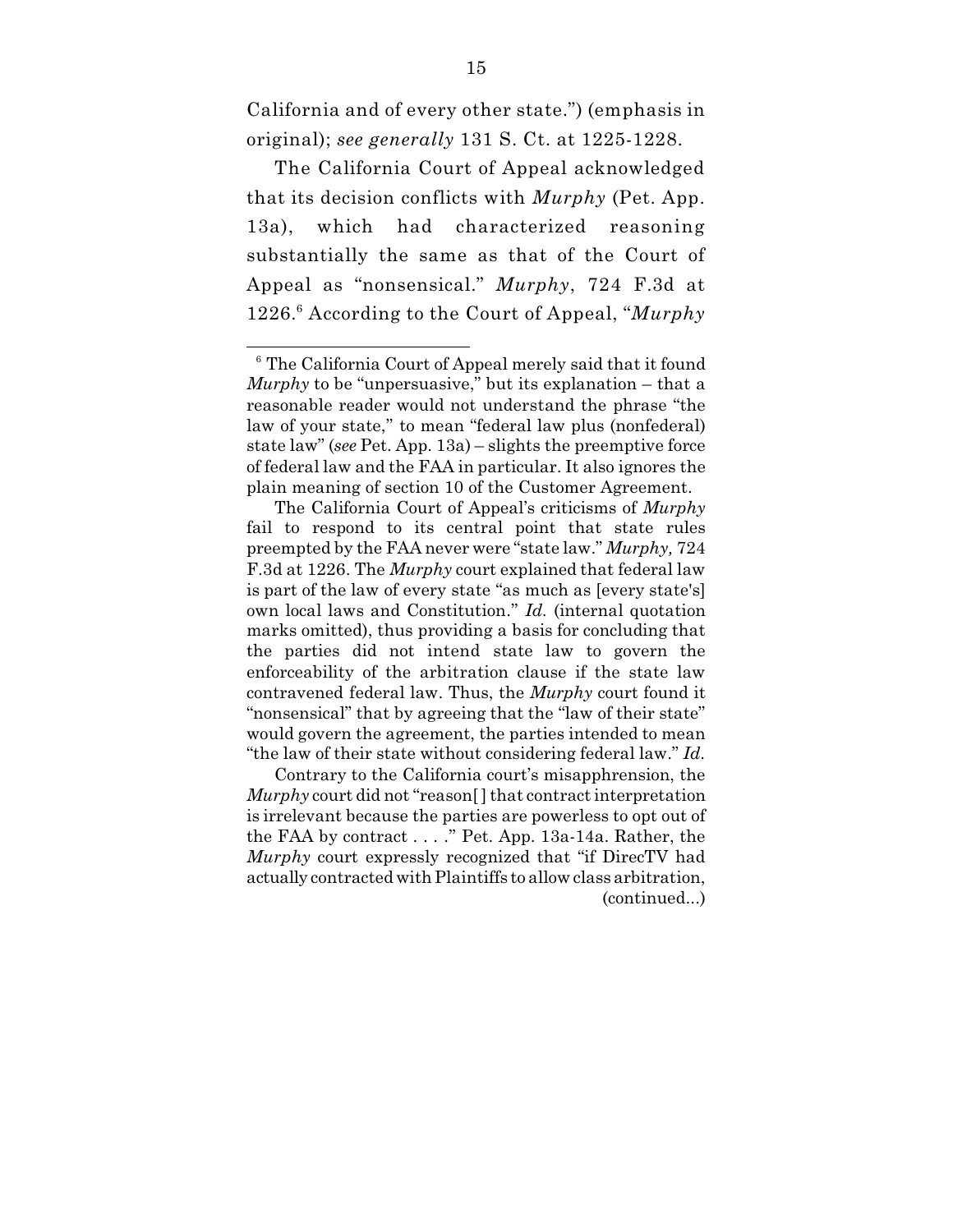California and of every other state.") (emphasis in original); *see generally* 131 S. Ct. at 1225-1228.

The California Court of Appeal acknowledged that its decision conflicts with *Murphy* (Pet. App. 13a), which had characterized reasoning substantially the same as that of the Court of Appeal as "nonsensical." *Murphy*, 724 F.3d at 1226.[6] According to the Court of Appeal, "*Murphy*

---

[6] The California Court of Appeal merely said that it found *Murphy* to be "unpersuasive," but its explanation – that a reasonable reader would not understand the phrase "the law of your state," to mean "federal law plus (nonfederal) state law" (*see* Pet. App. 13a) – slights the preemptive force of federal law and the FAA in particular. It also ignores the plain meaning of section 10 of the Customer Agreement.

The California Court of Appeal's criticisms of *Murphy* fail to respond to its central point that state rules preempted by the FAA never were "state law." *Murphy,* 724 F.3d at 1226. The *Murphy* court explained that federal law is part of the law of every state "as much as [every state's] own local laws and Constitution." *Id.* (internal quotation marks omitted), thus providing a basis for concluding that the parties did not intend state law to govern the enforceability of the arbitration clause if the state law contravened federal law. Thus, the *Murphy* court found it "nonsensical" that by agreeing that the "law of their state" would govern the agreement, the parties intended to mean "the law of their state without considering federal law." *Id.*

Contrary to the California court's misapphrension, the *Murphy* court did not "reason[] that contract interpretation is irrelevant because the parties are powerless to opt out of the FAA by contract . . . ." Pet. App. 13a-14a. Rather, the *Murphy* court expressly recognized that "if DirecTV had actually contracted with Plaintiffs to allow class arbitration, (continued...)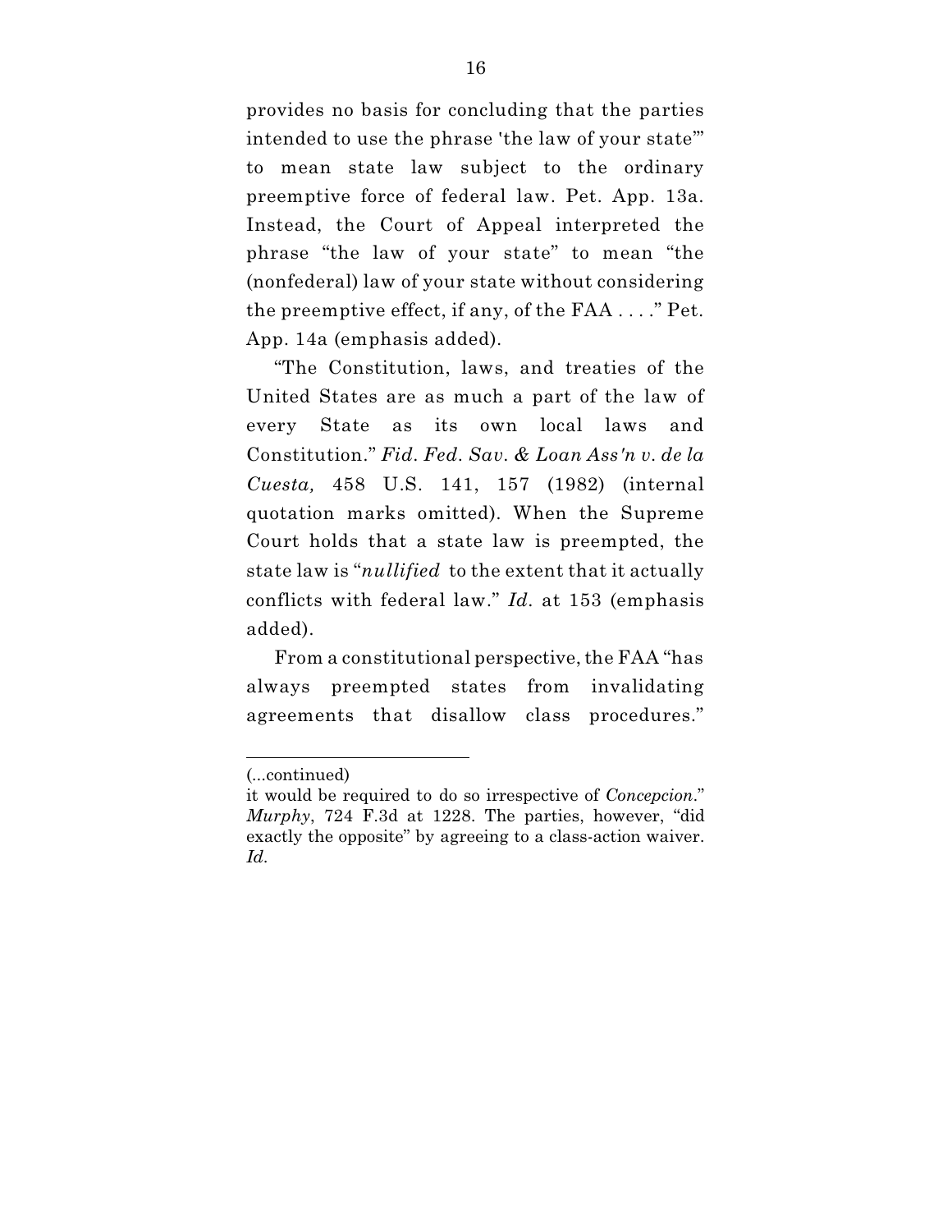provides no basis for concluding that the parties intended to use the phrase 'the law of your state'" to mean state law subject to the ordinary preemptive force of federal law. Pet. App. 13a. Instead, the Court of Appeal interpreted the phrase "the law of your state" to mean "the (nonfederal) law of your state without considering the preemptive effect, if any, of the FAA . . . ." Pet. App. 14a (emphasis added).

"The Constitution, laws, and treaties of the United States are as much a part of the law of every State as its own local laws and Constitution." *Fid. Fed. Sav. & Loan Ass'n v. de la Cuesta,* 458 U.S. 141, 157 (1982) (internal quotation marks omitted). When the Supreme Court holds that a state law is preempted, the state law is "*nullified* to the extent that it actually conflicts with federal law." *Id.* at 153 (emphasis added).

From a constitutional perspective, the FAA "has always preempted states from invalidating agreements that disallow class procedures."

---

(...continued)

it would be required to do so irrespective of *Concepcion*." *Murphy*, 724 F.3d at 1228. The parties, however, "did exactly the opposite" by agreeing to a class-action waiver. *Id.*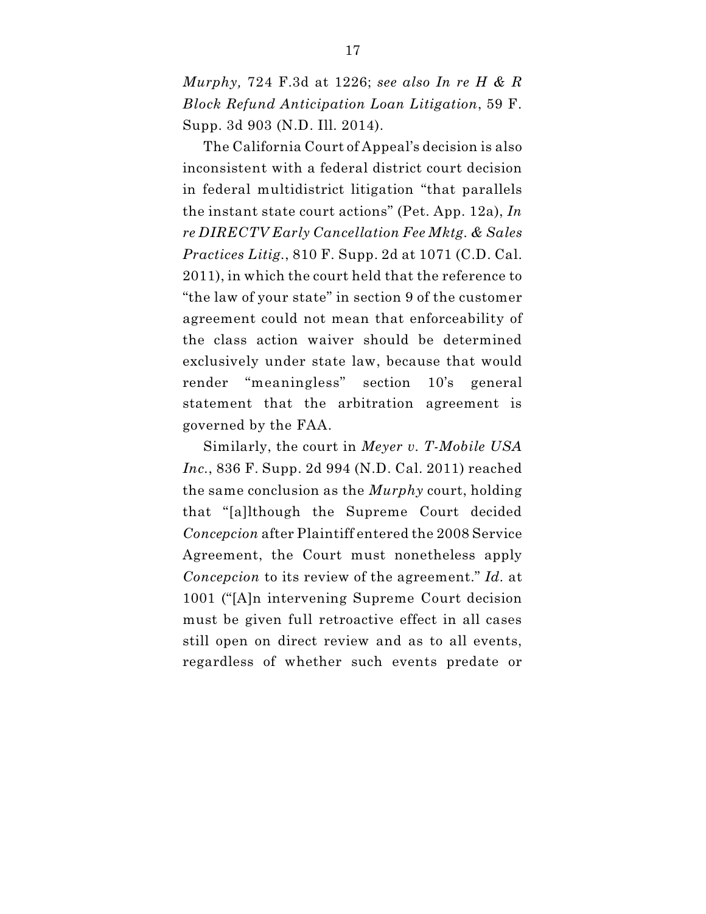*Murphy,* 724 F.3d at 1226; *see also In re H & R Block Refund Anticipation Loan Litigation*, 59 F. Supp. 3d 903 (N.D. Ill. 2014).

The California Court of Appeal's decision is also inconsistent with a federal district court decision in federal multidistrict litigation "that parallels the instant state court actions" (Pet. App. 12a), *In re DIRECTV Early Cancellation Fee Mktg. & Sales Practices Litig.*, 810 F. Supp. 2d at 1071 (C.D. Cal. 2011), in which the court held that the reference to "the law of your state" in section 9 of the customer agreement could not mean that enforceability of the class action waiver should be determined exclusively under state law, because that would render "meaningless" section 10's general statement that the arbitration agreement is governed by the FAA.

Similarly, the court in *Meyer v. T-Mobile USA Inc.*, 836 F. Supp. 2d 994 (N.D. Cal. 2011) reached the same conclusion as the *Murphy* court, holding that "[a]lthough the Supreme Court decided *Concepcion* after Plaintiff entered the 2008 Service Agreement, the Court must nonetheless apply *Concepcion* to its review of the agreement." *Id.* at 1001 ("[A]n intervening Supreme Court decision must be given full retroactive effect in all cases still open on direct review and as to all events, regardless of whether such events predate or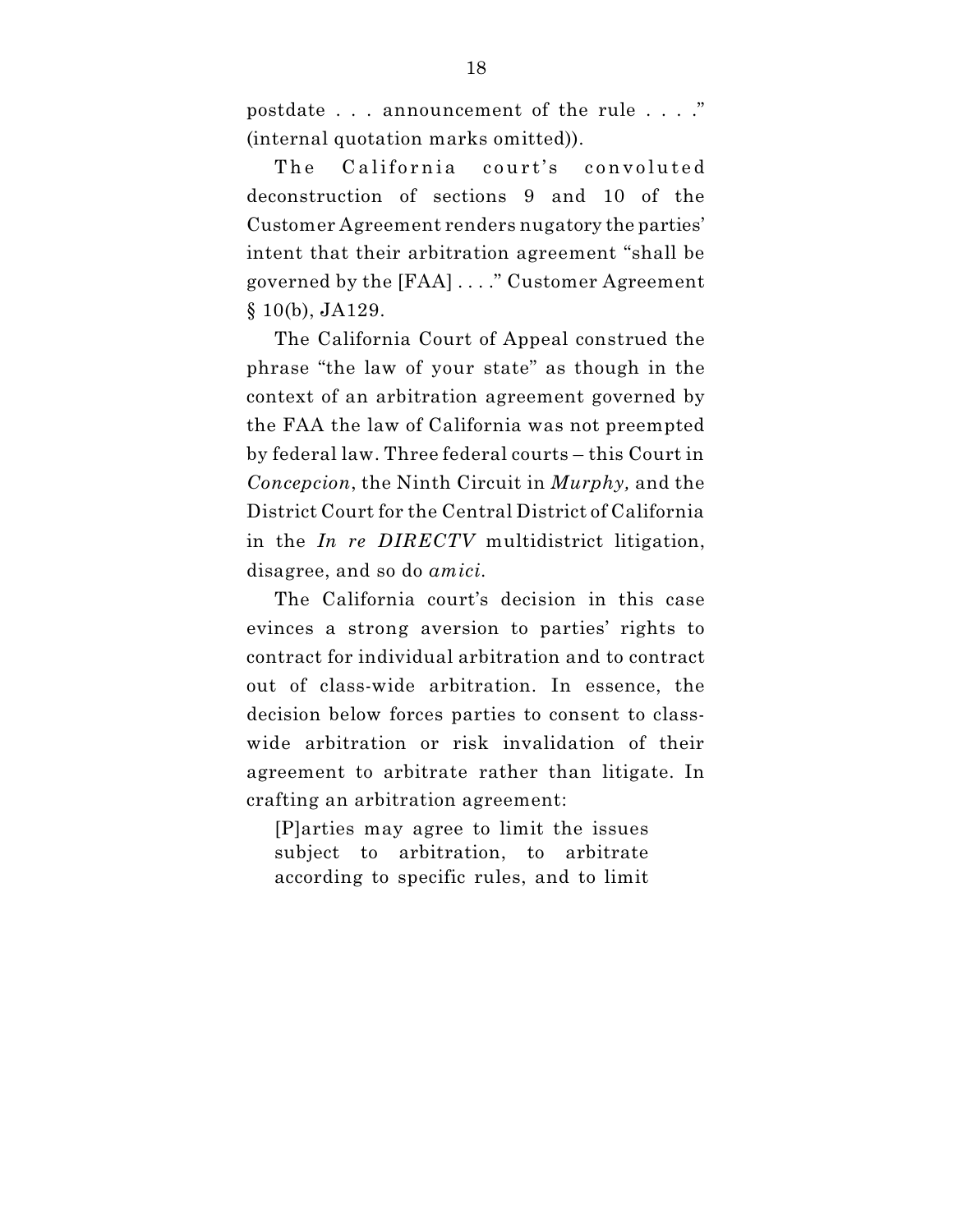postdate . . . announcement of the rule . . . ." (internal quotation marks omitted)).

The California court's convoluted deconstruction of sections 9 and 10 of the Customer Agreement renders nugatory the parties' intent that their arbitration agreement "shall be governed by the [FAA] . . . ." Customer Agreement § 10(b), JA129.

The California Court of Appeal construed the phrase "the law of your state" as though in the context of an arbitration agreement governed by the FAA the law of California was not preempted by federal law. Three federal courts – this Court in *Concepcion*, the Ninth Circuit in *Murphy,* and the District Court for the Central District of California in the *In re DIRECTV* multidistrict litigation, disagree, and so do *amici*.

The California court's decision in this case evinces a strong aversion to parties' rights to contract for individual arbitration and to contract out of class-wide arbitration. In essence, the decision below forces parties to consent to class-wide arbitration or risk invalidation of their agreement to arbitrate rather than litigate. In crafting an arbitration agreement:

> [P]arties may agree to limit the issues subject to arbitration, to arbitrate according to specific rules, and to limit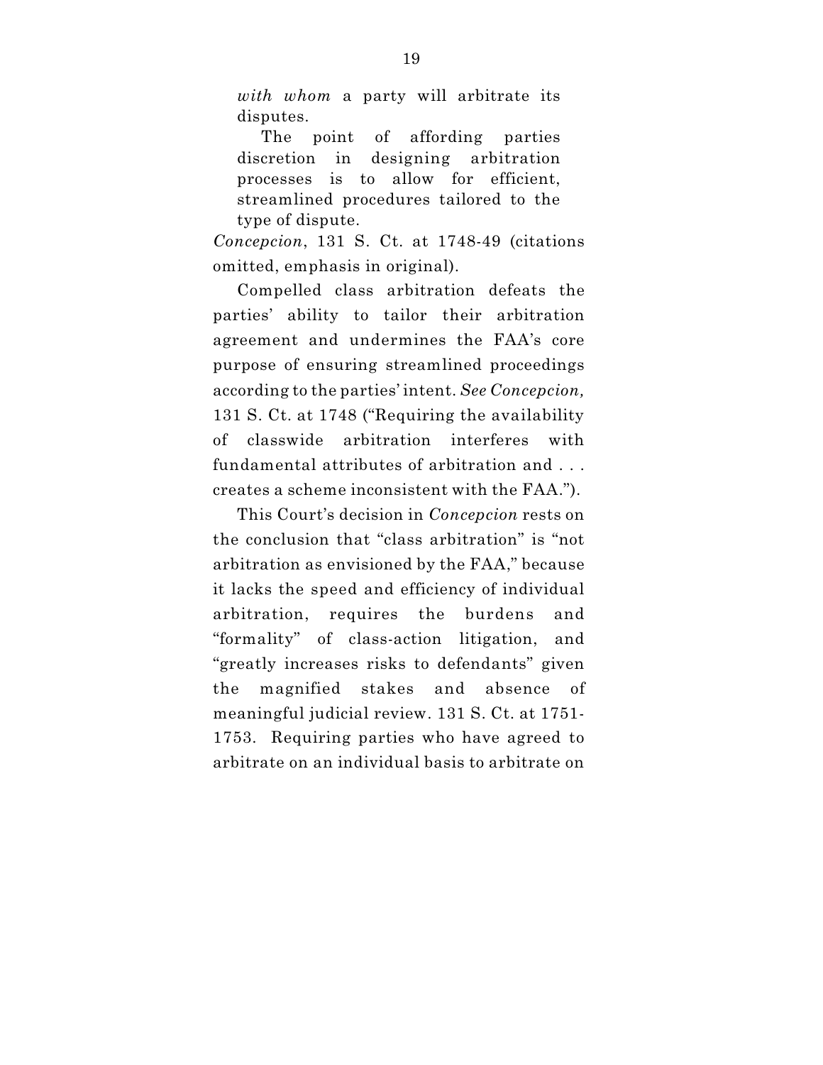> *with whom* a party will arbitrate its disputes.
>
> The point of affording parties discretion in designing arbitration processes is to allow for efficient, streamlined procedures tailored to the type of dispute.

*Concepcion*, 131 S. Ct. at 1748-49 (citations omitted, emphasis in original).

Compelled class arbitration defeats the parties' ability to tailor their arbitration agreement and undermines the FAA's core purpose of ensuring streamlined proceedings according to the parties' intent. *See Concepcion,* 131 S. Ct. at 1748 ("Requiring the availability of classwide arbitration interferes with fundamental attributes of arbitration and . . . creates a scheme inconsistent with the FAA.").

This Court's decision in *Concepcion* rests on the conclusion that "class arbitration" is "not arbitration as envisioned by the FAA," because it lacks the speed and efficiency of individual arbitration, requires the burdens and "formality" of class-action litigation, and "greatly increases risks to defendants" given the magnified stakes and absence of meaningful judicial review. 131 S. Ct. at 1751-1753. Requiring parties who have agreed to arbitrate on an individual basis to arbitrate on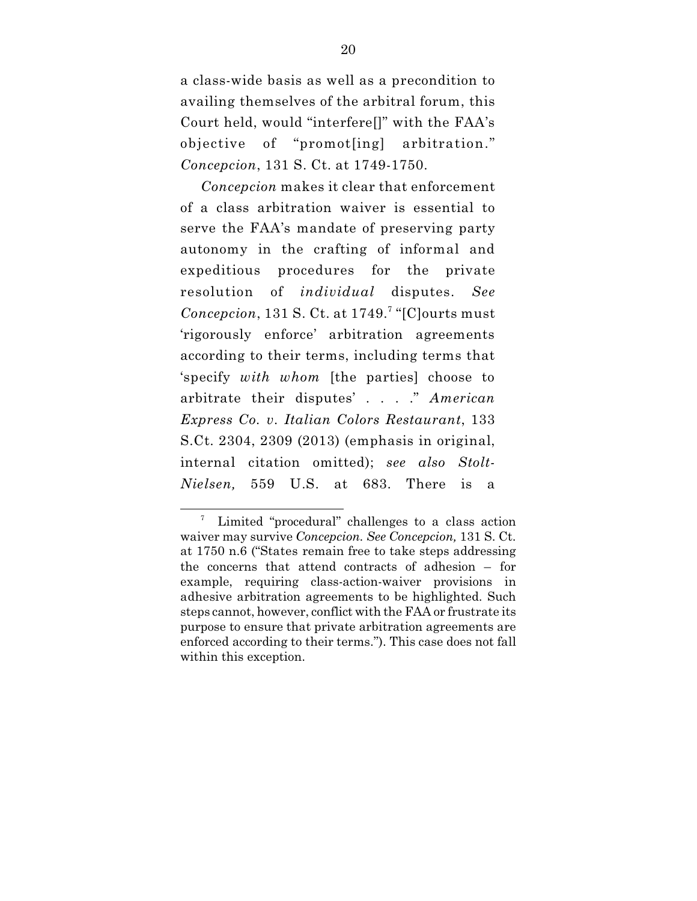a class-wide basis as well as a precondition to availing themselves of the arbitral forum, this Court held, would "interfere[]" with the FAA's objective of "promot[ing] arbitration." *Concepcion*, 131 S. Ct. at 1749-1750.

*Concepcion* makes it clear that enforcement of a class arbitration waiver is essential to serve the FAA's mandate of preserving party autonomy in the crafting of informal and expeditious procedures for the private resolution of *individual* disputes. *See Concepcion*, 131 S. Ct. at 1749.[7] "[C]ourts must 'rigorously enforce' arbitration agreements according to their terms, including terms that 'specify *with whom* [the parties] choose to arbitrate their disputes' . . . ." *American Express Co. v. Italian Colors Restaurant*, 133 S.Ct. 2304, 2309 (2013) (emphasis in original, internal citation omitted); *see also Stolt-Nielsen,* 559 U.S. at 683. There is a

---

[7] Limited "procedural" challenges to a class action waiver may survive *Concepcion. See Concepcion,* 131 S. Ct. at 1750 n.6 ("States remain free to take steps addressing the concerns that attend contracts of adhesion – for example, requiring class-action-waiver provisions in adhesive arbitration agreements to be highlighted. Such steps cannot, however, conflict with the FAA or frustrate its purpose to ensure that private arbitration agreements are enforced according to their terms."). This case does not fall within this exception.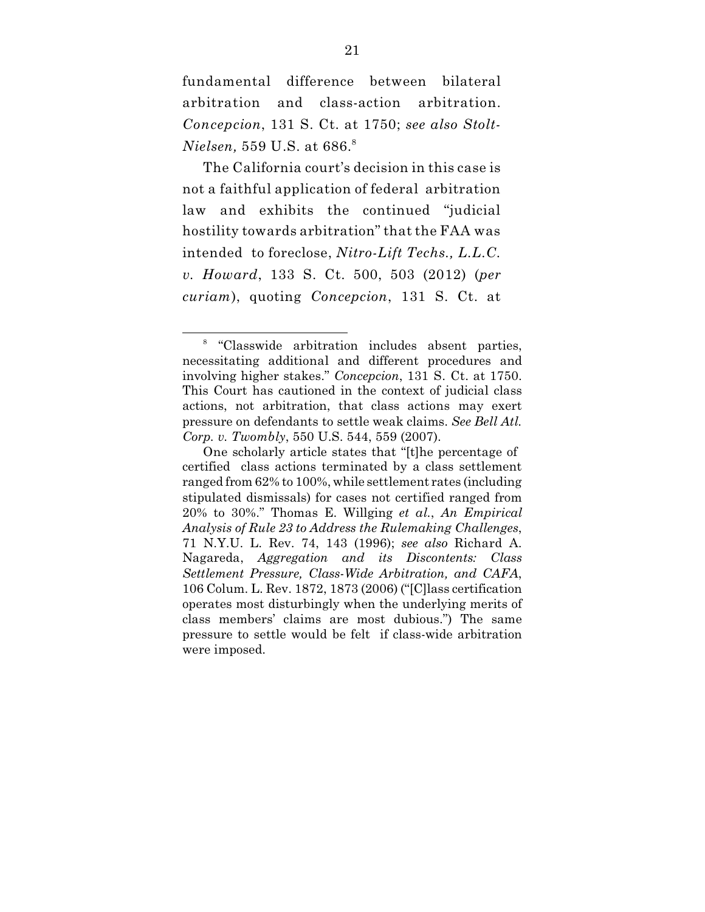fundamental difference between bilateral arbitration and class-action arbitration. *Concepcion*, 131 S. Ct. at 1750; *see also Stolt-Nielsen,* 559 U.S. at 686.[8]

The California court's decision in this case is not a faithful application of federal arbitration law and exhibits the continued "judicial hostility towards arbitration" that the FAA was intended to foreclose, *Nitro-Lift Techs., L.L.C. v. Howard*, 133 S. Ct. 500, 503 (2012) (*per curiam*), quoting *Concepcion*, 131 S. Ct. at

---

[8] "Classwide arbitration includes absent parties, necessitating additional and different procedures and involving higher stakes." *Concepcion*, 131 S. Ct. at 1750. This Court has cautioned in the context of judicial class actions, not arbitration, that class actions may exert pressure on defendants to settle weak claims. *See Bell Atl. Corp. v. Twombly*, 550 U.S. 544, 559 (2007).

One scholarly article states that "[t]he percentage of certified class actions terminated by a class settlement ranged from 62% to 100%, while settlement rates (including stipulated dismissals) for cases not certified ranged from 20% to 30%." Thomas E. Willging *et al.*, *An Empirical Analysis of Rule 23 to Address the Rulemaking Challenges*, 71 N.Y.U. L. Rev. 74, 143 (1996); *see also* Richard A. Nagareda, *Aggregation and its Discontents: Class Settlement Pressure, Class-Wide Arbitration, and CAFA*, 106 Colum. L. Rev. 1872, 1873 (2006) ("[C]lass certification operates most disturbingly when the underlying merits of class members' claims are most dubious.") The same pressure to settle would be felt if class-wide arbitration were imposed.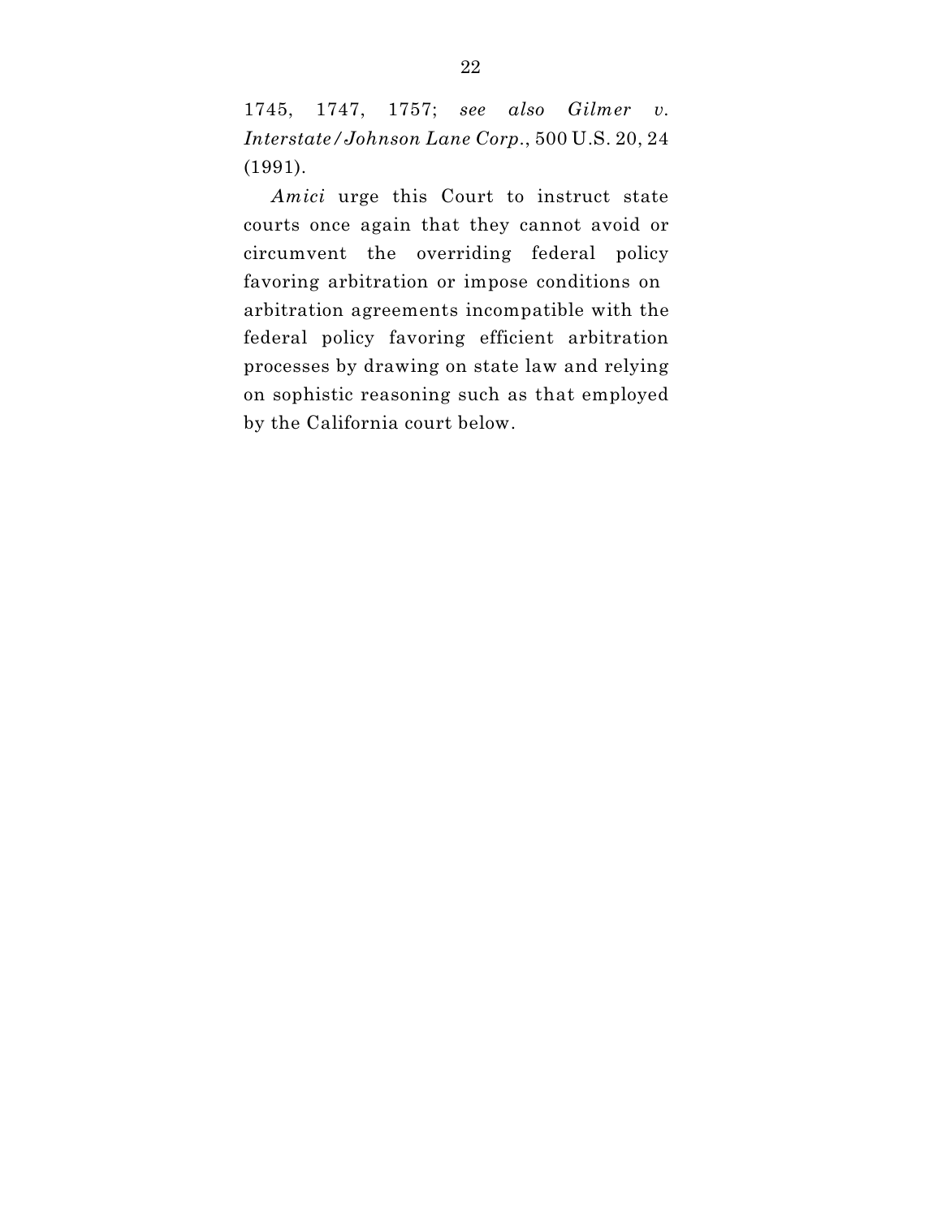1745, 1747, 1757; *see also Gilmer v. Interstate/Johnson Lane Corp.*, 500 U.S. 20, 24 (1991).

*Amici* urge this Court to instruct state courts once again that they cannot avoid or circumvent the overriding federal policy favoring arbitration or impose conditions on arbitration agreements incompatible with the federal policy favoring efficient arbitration processes by drawing on state law and relying on sophistic reasoning such as that employed by the California court below.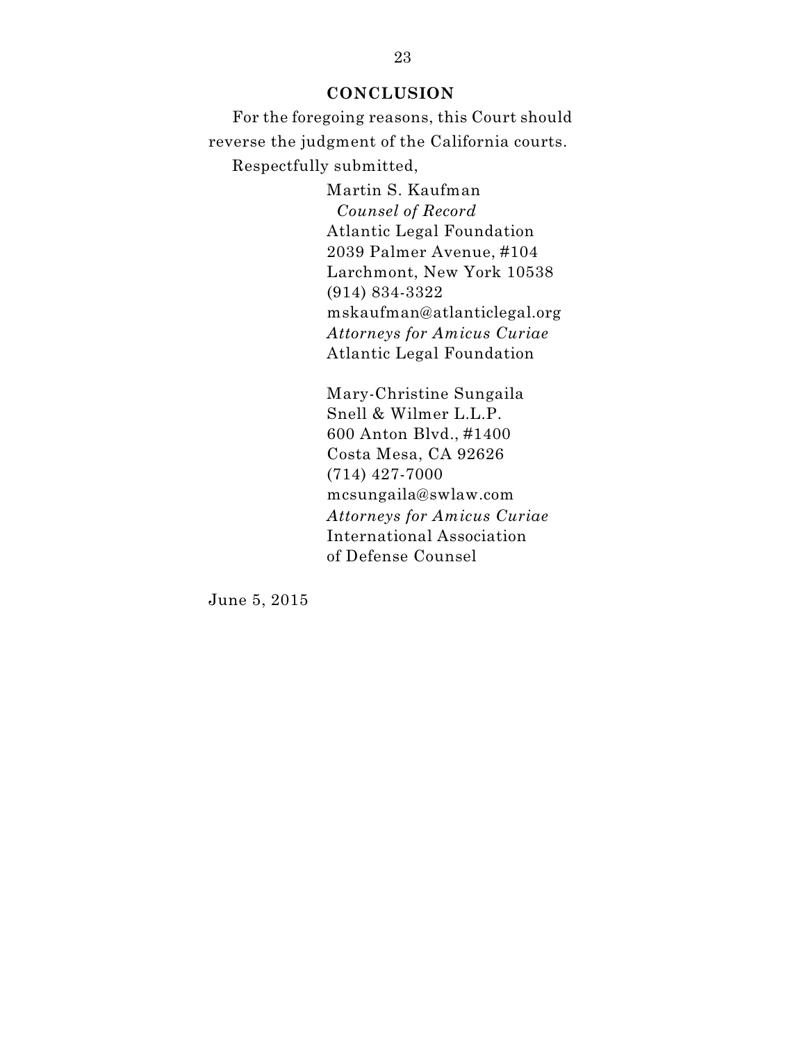## CONCLUSION

For the foregoing reasons, this Court should reverse the judgment of the California courts.

Respectfully submitted,

Martin S. Kaufman
*Counsel of Record*
Atlantic Legal Foundation
2039 Palmer Avenue, #104
Larchmont, New York 10538
(914) 834-3322
mskaufman@atlanticlegal.org
*Attorneys for Amicus Curiae*
Atlantic Legal Foundation

Mary-Christine Sungaila
Snell & Wilmer L.L.P.
600 Anton Blvd., #1400
Costa Mesa, CA 92626
(714) 427-7000
mcsungaila@swlaw.com
*Attorneys for Amicus Curiae*
International Association
of Defense Counsel

June 5, 2015